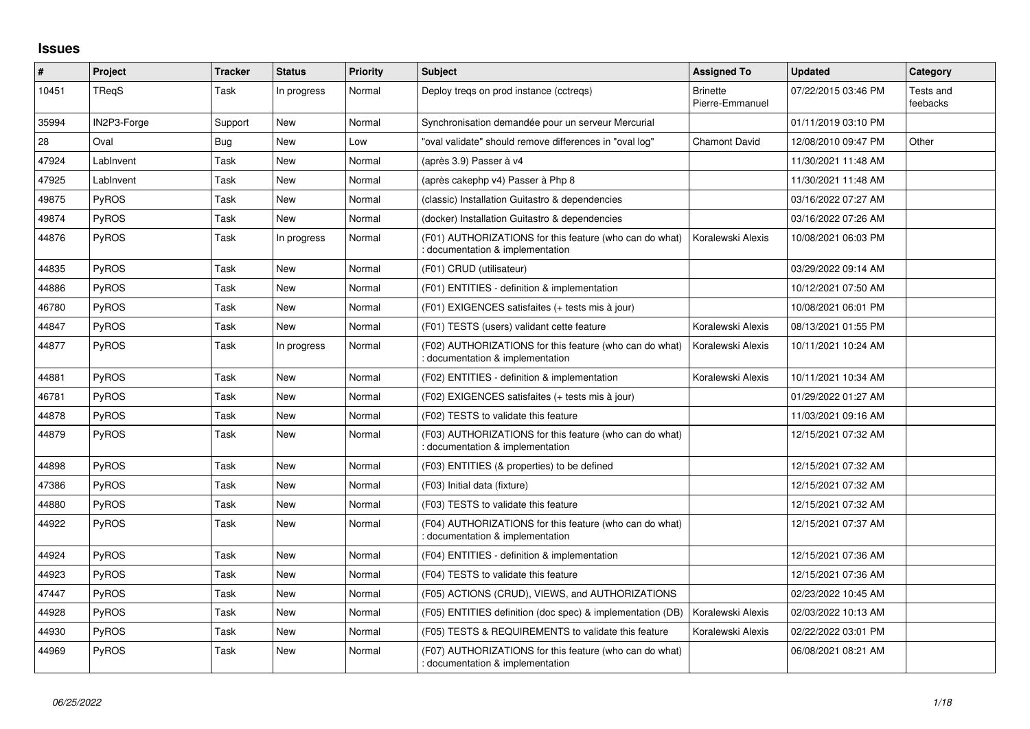## Issues

| # | Project | Tracker | Status | Priority | Subject | Assigned To | Updated | Category |
|---|---|---|---|---|---|---|---|---|
| 10451 | TReqS | Task | In progress | Normal | Deploy treqs on prod instance (cctreqs) | Brinette Pierre-Emmanuel | 07/22/2015 03:46 PM | Tests and feebacks |
| 35994 | IN2P3-Forge | Support | New | Normal | Synchronisation demandée pour un serveur Mercurial | | 01/11/2019 03:10 PM | |
| 28 | Oval | Bug | New | Low | "oval validate" should remove differences in "oval log" | Chamont David | 12/08/2010 09:47 PM | Other |
| 47924 | LabInvent | Task | New | Normal | (après 3.9) Passer à v4 | | 11/30/2021 11:48 AM | |
| 47925 | LabInvent | Task | New | Normal | (après cakephp v4) Passer à Php 8 | | 11/30/2021 11:48 AM | |
| 49875 | PyROS | Task | New | Normal | (classic) Installation Guitastro & dependencies | | 03/16/2022 07:27 AM | |
| 49874 | PyROS | Task | New | Normal | (docker) Installation Guitastro & dependencies | | 03/16/2022 07:26 AM | |
| 44876 | PyROS | Task | In progress | Normal | (F01) AUTHORIZATIONS for this feature (who can do what) : documentation & implementation | Koralewski Alexis | 10/08/2021 06:03 PM | |
| 44835 | PyROS | Task | New | Normal | (F01) CRUD (utilisateur) | | 03/29/2022 09:14 AM | |
| 44886 | PyROS | Task | New | Normal | (F01) ENTITIES - definition & implementation | | 10/12/2021 07:50 AM | |
| 46780 | PyROS | Task | New | Normal | (F01) EXIGENCES satisfaites (+ tests mis à jour) | | 10/08/2021 06:01 PM | |
| 44847 | PyROS | Task | New | Normal | (F01) TESTS (users) validant cette feature | Koralewski Alexis | 08/13/2021 01:55 PM | |
| 44877 | PyROS | Task | In progress | Normal | (F02) AUTHORIZATIONS for this feature (who can do what) : documentation & implementation | Koralewski Alexis | 10/11/2021 10:24 AM | |
| 44881 | PyROS | Task | New | Normal | (F02) ENTITIES - definition & implementation | Koralewski Alexis | 10/11/2021 10:34 AM | |
| 46781 | PyROS | Task | New | Normal | (F02) EXIGENCES satisfaites (+ tests mis à jour) | | 01/29/2022 01:27 AM | |
| 44878 | PyROS | Task | New | Normal | (F02) TESTS to validate this feature | | 11/03/2021 09:16 AM | |
| 44879 | PyROS | Task | New | Normal | (F03) AUTHORIZATIONS for this feature (who can do what) : documentation & implementation | | 12/15/2021 07:32 AM | |
| 44898 | PyROS | Task | New | Normal | (F03) ENTITIES (& properties) to be defined | | 12/15/2021 07:32 AM | |
| 47386 | PyROS | Task | New | Normal | (F03) Initial data (fixture) | | 12/15/2021 07:32 AM | |
| 44880 | PyROS | Task | New | Normal | (F03) TESTS to validate this feature | | 12/15/2021 07:32 AM | |
| 44922 | PyROS | Task | New | Normal | (F04) AUTHORIZATIONS for this feature (who can do what) : documentation & implementation | | 12/15/2021 07:37 AM | |
| 44924 | PyROS | Task | New | Normal | (F04) ENTITIES - definition & implementation | | 12/15/2021 07:36 AM | |
| 44923 | PyROS | Task | New | Normal | (F04) TESTS to validate this feature | | 12/15/2021 07:36 AM | |
| 47447 | PyROS | Task | New | Normal | (F05) ACTIONS (CRUD), VIEWS, and AUTHORIZATIONS | | 02/23/2022 10:45 AM | |
| 44928 | PyROS | Task | New | Normal | (F05) ENTITIES definition (doc spec) & implementation (DB) | Koralewski Alexis | 02/03/2022 10:13 AM | |
| 44930 | PyROS | Task | New | Normal | (F05) TESTS & REQUIREMENTS to validate this feature | Koralewski Alexis | 02/22/2022 03:01 PM | |
| 44969 | PyROS | Task | New | Normal | (F07) AUTHORIZATIONS for this feature (who can do what) : documentation & implementation | | 06/08/2021 08:21 AM | |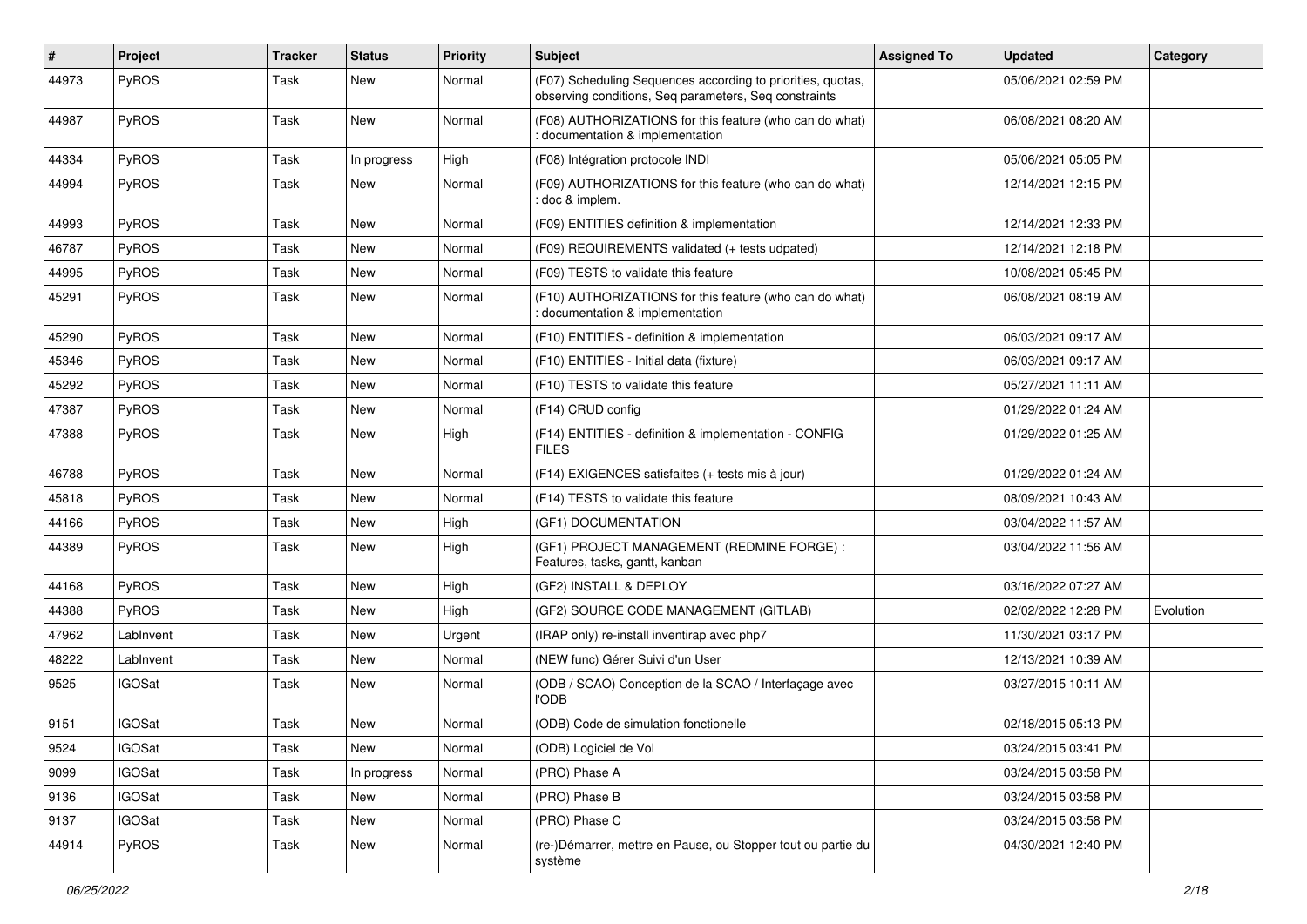| # | Project | Tracker | Status | Priority | Subject | Assigned To | Updated | Category |
|---|---|---|---|---|---|---|---|---|
| 44973 | PyROS | Task | New | Normal | (F07) Scheduling Sequences according to priorities, quotas, observing conditions, Seq parameters, Seq constraints | | 05/06/2021 02:59 PM | |
| 44987 | PyROS | Task | New | Normal | (F08) AUTHORIZATIONS for this feature (who can do what) : documentation & implementation | | 06/08/2021 08:20 AM | |
| 44334 | PyROS | Task | In progress | High | (F08) Intégration protocole INDI | | 05/06/2021 05:05 PM | |
| 44994 | PyROS | Task | New | Normal | (F09) AUTHORIZATIONS for this feature (who can do what) : doc & implem. | | 12/14/2021 12:15 PM | |
| 44993 | PyROS | Task | New | Normal | (F09) ENTITIES definition & implementation | | 12/14/2021 12:33 PM | |
| 46787 | PyROS | Task | New | Normal | (F09) REQUIREMENTS validated (+ tests udpated) | | 12/14/2021 12:18 PM | |
| 44995 | PyROS | Task | New | Normal | (F09) TESTS to validate this feature | | 10/08/2021 05:45 PM | |
| 45291 | PyROS | Task | New | Normal | (F10) AUTHORIZATIONS for this feature (who can do what) : documentation & implementation | | 06/08/2021 08:19 AM | |
| 45290 | PyROS | Task | New | Normal | (F10) ENTITIES - definition & implementation | | 06/03/2021 09:17 AM | |
| 45346 | PyROS | Task | New | Normal | (F10) ENTITIES - Initial data (fixture) | | 06/03/2021 09:17 AM | |
| 45292 | PyROS | Task | New | Normal | (F10) TESTS to validate this feature | | 05/27/2021 11:11 AM | |
| 47387 | PyROS | Task | New | Normal | (F14) CRUD config | | 01/29/2022 01:24 AM | |
| 47388 | PyROS | Task | New | High | (F14) ENTITIES - definition & implementation - CONFIG FILES | | 01/29/2022 01:25 AM | |
| 46788 | PyROS | Task | New | Normal | (F14) EXIGENCES satisfaites (+ tests mis à jour) | | 01/29/2022 01:24 AM | |
| 45818 | PyROS | Task | New | Normal | (F14) TESTS to validate this feature | | 08/09/2021 10:43 AM | |
| 44166 | PyROS | Task | New | High | (GF1) DOCUMENTATION | | 03/04/2022 11:57 AM | |
| 44389 | PyROS | Task | New | High | (GF1) PROJECT MANAGEMENT (REDMINE FORGE) : Features, tasks, gantt, kanban | | 03/04/2022 11:56 AM | |
| 44168 | PyROS | Task | New | High | (GF2) INSTALL & DEPLOY | | 03/16/2022 07:27 AM | |
| 44388 | PyROS | Task | New | High | (GF2) SOURCE CODE MANAGEMENT (GITLAB) | | 02/02/2022 12:28 PM | Evolution |
| 47962 | LabInvent | Task | New | Urgent | (IRAP only) re-install inventirap avec php7 | | 11/30/2021 03:17 PM | |
| 48222 | LabInvent | Task | New | Normal | (NEW func) Gérer Suivi d'un User | | 12/13/2021 10:39 AM | |
| 9525 | IGOSat | Task | New | Normal | (ODB / SCAO) Conception de la SCAO / Interfaçage avec l'ODB | | 03/27/2015 10:11 AM | |
| 9151 | IGOSat | Task | New | Normal | (ODB) Code de simulation fonctionelle | | 02/18/2015 05:13 PM | |
| 9524 | IGOSat | Task | New | Normal | (ODB) Logiciel de Vol | | 03/24/2015 03:41 PM | |
| 9099 | IGOSat | Task | In progress | Normal | (PRO) Phase A | | 03/24/2015 03:58 PM | |
| 9136 | IGOSat | Task | New | Normal | (PRO) Phase B | | 03/24/2015 03:58 PM | |
| 9137 | IGOSat | Task | New | Normal | (PRO) Phase C | | 03/24/2015 03:58 PM | |
| 44914 | PyROS | Task | New | Normal | (re-)Démarrer, mettre en Pause, ou Stopper tout ou partie du système | | 04/30/2021 12:40 PM | |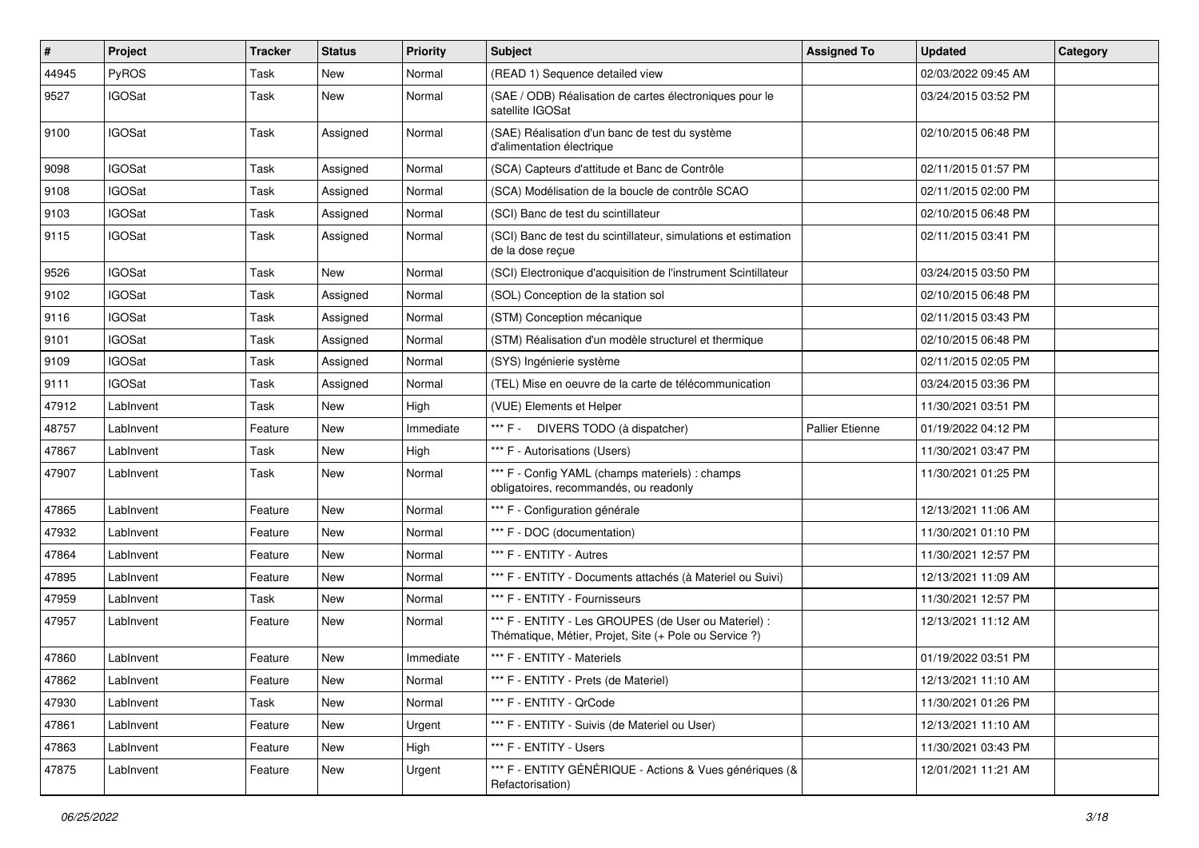| # | Project | Tracker | Status | Priority | Subject | Assigned To | Updated | Category |
|---|---|---|---|---|---|---|---|---|
| 44945 | PyROS | Task | New | Normal | (READ 1) Sequence detailed view | | 02/03/2022 09:45 AM | |
| 9527 | IGOSat | Task | New | Normal | (SAE / ODB) Réalisation de cartes électroniques pour le satellite IGOSat | | 03/24/2015 03:52 PM | |
| 9100 | IGOSat | Task | Assigned | Normal | (SAE) Réalisation d'un banc de test du système d'alimentation électrique | | 02/10/2015 06:48 PM | |
| 9098 | IGOSat | Task | Assigned | Normal | (SCA) Capteurs d'attitude et Banc de Contrôle | | 02/11/2015 01:57 PM | |
| 9108 | IGOSat | Task | Assigned | Normal | (SCA) Modélisation de la boucle de contrôle SCAO | | 02/11/2015 02:00 PM | |
| 9103 | IGOSat | Task | Assigned | Normal | (SCI) Banc de test du scintillateur | | 02/10/2015 06:48 PM | |
| 9115 | IGOSat | Task | Assigned | Normal | (SCI) Banc de test du scintillateur, simulations et estimation de la dose reçue | | 02/11/2015 03:41 PM | |
| 9526 | IGOSat | Task | New | Normal | (SCI) Electronique d'acquisition de l'instrument Scintillateur | | 03/24/2015 03:50 PM | |
| 9102 | IGOSat | Task | Assigned | Normal | (SOL) Conception de la station sol | | 02/10/2015 06:48 PM | |
| 9116 | IGOSat | Task | Assigned | Normal | (STM) Conception mécanique | | 02/11/2015 03:43 PM | |
| 9101 | IGOSat | Task | Assigned | Normal | (STM) Réalisation d'un modèle structurel et thermique | | 02/10/2015 06:48 PM | |
| 9109 | IGOSat | Task | Assigned | Normal | (SYS) Ingénierie système | | 02/11/2015 02:05 PM | |
| 9111 | IGOSat | Task | Assigned | Normal | (TEL) Mise en oeuvre de la carte de télécommunication | | 03/24/2015 03:36 PM | |
| 47912 | LabInvent | Task | New | High | (VUE) Elements et Helper | | 11/30/2021 03:51 PM | |
| 48757 | LabInvent | Feature | New | Immediate | *** F - DIVERS TODO (à dispatcher) | Pallier Etienne | 01/19/2022 04:12 PM | |
| 47867 | LabInvent | Task | New | High | *** F - Autorisations (Users) | | 11/30/2021 03:47 PM | |
| 47907 | LabInvent | Task | New | Normal | *** F - Config YAML (champs materiels) : champs obligatoires, recommandés, ou readonly | | 11/30/2021 01:25 PM | |
| 47865 | LabInvent | Feature | New | Normal | *** F - Configuration générale | | 12/13/2021 11:06 AM | |
| 47932 | LabInvent | Feature | New | Normal | *** F - DOC (documentation) | | 11/30/2021 01:10 PM | |
| 47864 | LabInvent | Feature | New | Normal | *** F - ENTITY - Autres | | 11/30/2021 12:57 PM | |
| 47895 | LabInvent | Feature | New | Normal | *** F - ENTITY - Documents attachés (à Materiel ou Suivi) | | 12/13/2021 11:09 AM | |
| 47959 | LabInvent | Task | New | Normal | *** F - ENTITY - Fournisseurs | | 11/30/2021 12:57 PM | |
| 47957 | LabInvent | Feature | New | Normal | *** F - ENTITY - Les GROUPES (de User ou Materiel) : Thématique, Métier, Projet, Site (+ Pole ou Service ?) | | 12/13/2021 11:12 AM | |
| 47860 | LabInvent | Feature | New | Immediate | *** F - ENTITY - Materiels | | 01/19/2022 03:51 PM | |
| 47862 | LabInvent | Feature | New | Normal | *** F - ENTITY - Prets (de Materiel) | | 12/13/2021 11:10 AM | |
| 47930 | LabInvent | Task | New | Normal | *** F - ENTITY - QrCode | | 11/30/2021 01:26 PM | |
| 47861 | LabInvent | Feature | New | Urgent | *** F - ENTITY - Suivis (de Materiel ou User) | | 12/13/2021 11:10 AM | |
| 47863 | LabInvent | Feature | New | High | *** F - ENTITY - Users | | 11/30/2021 03:43 PM | |
| 47875 | LabInvent | Feature | New | Urgent | *** F - ENTITY GÉNÉRIQUE - Actions & Vues génériques (& Refactorisation) | | 12/01/2021 11:21 AM | |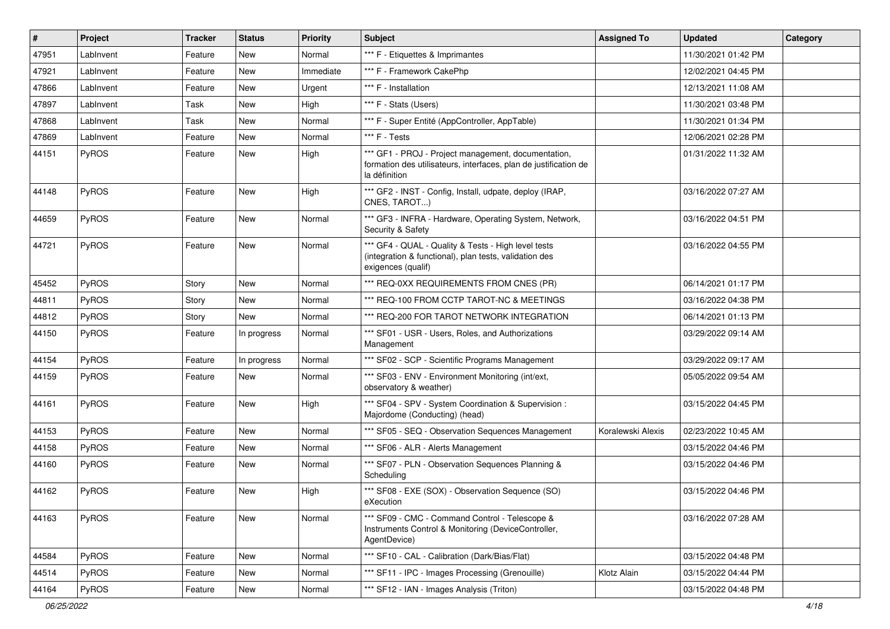| # | Project | Tracker | Status | Priority | Subject | Assigned To | Updated | Category |
|---|---|---|---|---|---|---|---|---|
| 47951 | LabInvent | Feature | New | Normal | *** F - Etiquettes & Imprimantes | | 11/30/2021 01:42 PM | |
| 47921 | LabInvent | Feature | New | Immediate | *** F - Framework CakePhp | | 12/02/2021 04:45 PM | |
| 47866 | LabInvent | Feature | New | Urgent | *** F - Installation | | 12/13/2021 11:08 AM | |
| 47897 | LabInvent | Task | New | High | *** F - Stats (Users) | | 11/30/2021 03:48 PM | |
| 47868 | LabInvent | Task | New | Normal | *** F - Super Entité (AppController, AppTable) | | 11/30/2021 01:34 PM | |
| 47869 | LabInvent | Feature | New | Normal | *** F - Tests | | 12/06/2021 02:28 PM | |
| 44151 | PyROS | Feature | New | High | *** GF1 - PROJ - Project management, documentation, formation des utilisateurs, interfaces, plan de justification de la définition | | 01/31/2022 11:32 AM | |
| 44148 | PyROS | Feature | New | High | *** GF2 - INST - Config, Install, udpate, deploy (IRAP, CNES, TAROT...) | | 03/16/2022 07:27 AM | |
| 44659 | PyROS | Feature | New | Normal | *** GF3 - INFRA - Hardware, Operating System, Network, Security & Safety | | 03/16/2022 04:51 PM | |
| 44721 | PyROS | Feature | New | Normal | *** GF4 - QUAL - Quality & Tests - High level tests (integration & functional), plan tests, validation des exigences (qualif) | | 03/16/2022 04:55 PM | |
| 45452 | PyROS | Story | New | Normal | *** REQ-0XX REQUIREMENTS FROM CNES (PR) | | 06/14/2021 01:17 PM | |
| 44811 | PyROS | Story | New | Normal | *** REQ-100 FROM CCTP TAROT-NC & MEETINGS | | 03/16/2022 04:38 PM | |
| 44812 | PyROS | Story | New | Normal | *** REQ-200 FOR TAROT NETWORK INTEGRATION | | 06/14/2021 01:13 PM | |
| 44150 | PyROS | Feature | In progress | Normal | *** SF01 - USR - Users, Roles, and Authorizations Management | | 03/29/2022 09:14 AM | |
| 44154 | PyROS | Feature | In progress | Normal | *** SF02 - SCP - Scientific Programs Management | | 03/29/2022 09:17 AM | |
| 44159 | PyROS | Feature | New | Normal | *** SF03 - ENV - Environment Monitoring (int/ext, observatory & weather) | | 05/05/2022 09:54 AM | |
| 44161 | PyROS | Feature | New | High | *** SF04 - SPV - System Coordination & Supervision : Majordome (Conducting) (head) | | 03/15/2022 04:45 PM | |
| 44153 | PyROS | Feature | New | Normal | *** SF05 - SEQ - Observation Sequences Management | Koralewski Alexis | 02/23/2022 10:45 AM | |
| 44158 | PyROS | Feature | New | Normal | *** SF06 - ALR - Alerts Management | | 03/15/2022 04:46 PM | |
| 44160 | PyROS | Feature | New | Normal | *** SF07 - PLN - Observation Sequences Planning & Scheduling | | 03/15/2022 04:46 PM | |
| 44162 | PyROS | Feature | New | High | *** SF08 - EXE (SOX) - Observation Sequence (SO) eXecution | | 03/15/2022 04:46 PM | |
| 44163 | PyROS | Feature | New | Normal | *** SF09 - CMC - Command Control - Telescope & Instruments Control & Monitoring (DeviceController, AgentDevice) | | 03/16/2022 07:28 AM | |
| 44584 | PyROS | Feature | New | Normal | *** SF10 - CAL - Calibration (Dark/Bias/Flat) | | 03/15/2022 04:48 PM | |
| 44514 | PyROS | Feature | New | Normal | *** SF11 - IPC - Images Processing (Grenouille) | Klotz Alain | 03/15/2022 04:44 PM | |
| 44164 | PyROS | Feature | New | Normal | *** SF12 - IAN - Images Analysis (Triton) | | 03/15/2022 04:48 PM | |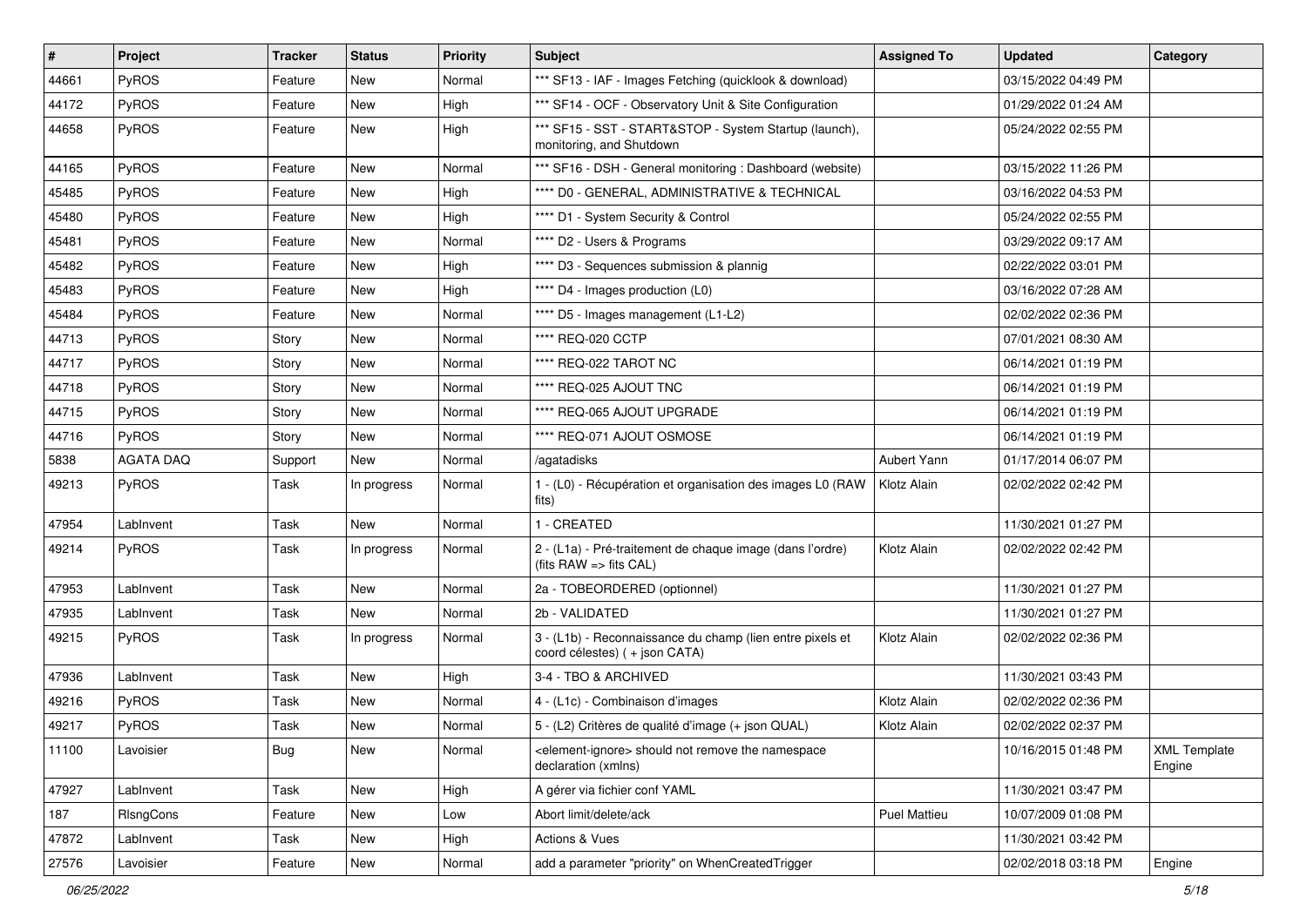| # | Project | Tracker | Status | Priority | Subject | Assigned To | Updated | Category |
|---|---|---|---|---|---|---|---|---|
| 44661 | PyROS | Feature | New | Normal | *** SF13 - IAF - Images Fetching (quicklook & download) | | 03/15/2022 04:49 PM | |
| 44172 | PyROS | Feature | New | High | *** SF14 - OCF - Observatory Unit & Site Configuration | | 01/29/2022 01:24 AM | |
| 44658 | PyROS | Feature | New | High | *** SF15 - SST - START&STOP - System Startup (launch), monitoring, and Shutdown | | 05/24/2022 02:55 PM | |
| 44165 | PyROS | Feature | New | Normal | *** SF16 - DSH - General monitoring : Dashboard (website) | | 03/15/2022 11:26 PM | |
| 45485 | PyROS | Feature | New | High | **** D0 - GENERAL, ADMINISTRATIVE & TECHNICAL | | 03/16/2022 04:53 PM | |
| 45480 | PyROS | Feature | New | High | **** D1 - System Security & Control | | 05/24/2022 02:55 PM | |
| 45481 | PyROS | Feature | New | Normal | **** D2 - Users & Programs | | 03/29/2022 09:17 AM | |
| 45482 | PyROS | Feature | New | High | **** D3 - Sequences submission & plannig | | 02/22/2022 03:01 PM | |
| 45483 | PyROS | Feature | New | High | **** D4 - Images production (L0) | | 03/16/2022 07:28 AM | |
| 45484 | PyROS | Feature | New | Normal | **** D5 - Images management (L1-L2) | | 02/02/2022 02:36 PM | |
| 44713 | PyROS | Story | New | Normal | **** REQ-020 CCTP | | 07/01/2021 08:30 AM | |
| 44717 | PyROS | Story | New | Normal | **** REQ-022 TAROT NC | | 06/14/2021 01:19 PM | |
| 44718 | PyROS | Story | New | Normal | **** REQ-025 AJOUT TNC | | 06/14/2021 01:19 PM | |
| 44715 | PyROS | Story | New | Normal | **** REQ-065 AJOUT UPGRADE | | 06/14/2021 01:19 PM | |
| 44716 | PyROS | Story | New | Normal | **** REQ-071 AJOUT OSMOSE | | 06/14/2021 01:19 PM | |
| 5838 | AGATA DAQ | Support | New | Normal | /agatadisks | Aubert Yann | 01/17/2014 06:07 PM | |
| 49213 | PyROS | Task | In progress | Normal | 1 - (L0) - Récupération et organisation des images L0 (RAW fits) | Klotz Alain | 02/02/2022 02:42 PM | |
| 47954 | LabInvent | Task | New | Normal | 1 - CREATED | | 11/30/2021 01:27 PM | |
| 49214 | PyROS | Task | In progress | Normal | 2 - (L1a) - Pré-traitement de chaque image (dans l'ordre) (fits RAW => fits CAL) | Klotz Alain | 02/02/2022 02:42 PM | |
| 47953 | LabInvent | Task | New | Normal | 2a - TOBEORDERED (optionnel) | | 11/30/2021 01:27 PM | |
| 47935 | LabInvent | Task | New | Normal | 2b - VALIDATED | | 11/30/2021 01:27 PM | |
| 49215 | PyROS | Task | In progress | Normal | 3 - (L1b) - Reconnaissance du champ (lien entre pixels et coord célestes) ( + json CATA) | Klotz Alain | 02/02/2022 02:36 PM | |
| 47936 | LabInvent | Task | New | High | 3-4 - TBO & ARCHIVED | | 11/30/2021 03:43 PM | |
| 49216 | PyROS | Task | New | Normal | 4 - (L1c) - Combinaison d'images | Klotz Alain | 02/02/2022 02:36 PM | |
| 49217 | PyROS | Task | New | Normal | 5 - (L2) Critères de qualité d'image (+ json QUAL) | Klotz Alain | 02/02/2022 02:37 PM | |
| 11100 | Lavoisier | Bug | New | Normal | <element-ignore> should not remove the namespace declaration (xmlns) | | 10/16/2015 01:48 PM | XML Template Engine |
| 47927 | LabInvent | Task | New | High | A gérer via fichier conf YAML | | 11/30/2021 03:47 PM | |
| 187 | RlsngCons | Feature | New | Low | Abort limit/delete/ack | Puel Mattieu | 10/07/2009 01:08 PM | |
| 47872 | LabInvent | Task | New | High | Actions & Vues | | 11/30/2021 03:42 PM | |
| 27576 | Lavoisier | Feature | New | Normal | add a parameter "priority" on WhenCreatedTrigger | | 02/02/2018 03:18 PM | Engine |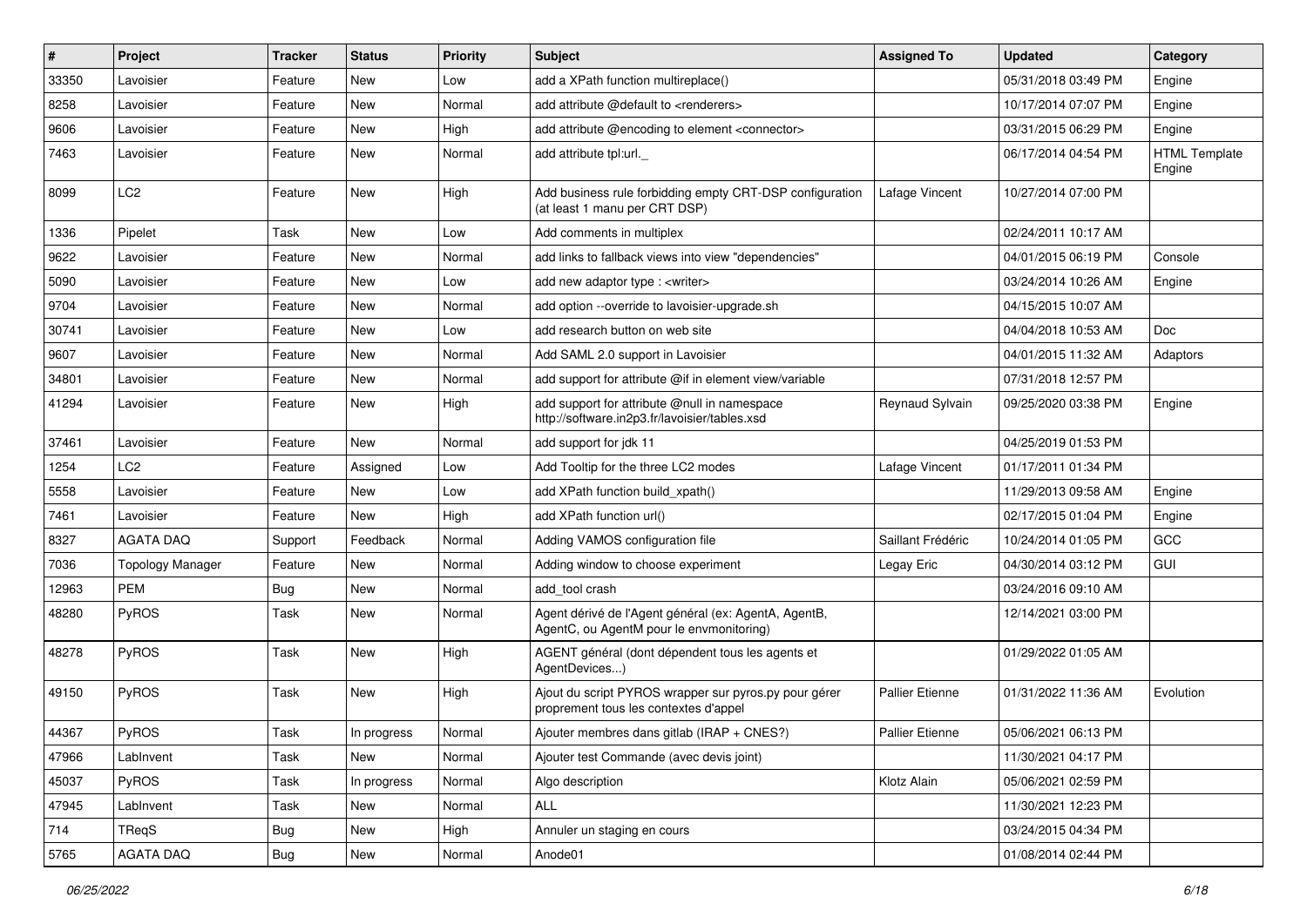| # | Project | Tracker | Status | Priority | Subject | Assigned To | Updated | Category |
|---|---|---|---|---|---|---|---|---|
| 33350 | Lavoisier | Feature | New | Low | add a XPath function multireplace() | | 05/31/2018 03:49 PM | Engine |
| 8258 | Lavoisier | Feature | New | Normal | add attribute @default to <renderers> | | 10/17/2014 07:07 PM | Engine |
| 9606 | Lavoisier | Feature | New | High | add attribute @encoding to element <connector> | | 03/31/2015 06:29 PM | Engine |
| 7463 | Lavoisier | Feature | New | Normal | add attribute tpl:url._ | | 06/17/2014 04:54 PM | HTML Template Engine |
| 8099 | LC2 | Feature | New | High | Add business rule forbidding empty CRT-DSP configuration (at least 1 manu per CRT DSP) | Lafage Vincent | 10/27/2014 07:00 PM | |
| 1336 | Pipelet | Task | New | Low | Add comments in multiplex | | 02/24/2011 10:17 AM | |
| 9622 | Lavoisier | Feature | New | Normal | add links to fallback views into view "dependencies" | | 04/01/2015 06:19 PM | Console |
| 5090 | Lavoisier | Feature | New | Low | add new adaptor type : <writer> | | 03/24/2014 10:26 AM | Engine |
| 9704 | Lavoisier | Feature | New | Normal | add option --override to lavoisier-upgrade.sh | | 04/15/2015 10:07 AM | |
| 30741 | Lavoisier | Feature | New | Low | add research button on web site | | 04/04/2018 10:53 AM | Doc |
| 9607 | Lavoisier | Feature | New | Normal | Add SAML 2.0 support in Lavoisier | | 04/01/2015 11:32 AM | Adaptors |
| 34801 | Lavoisier | Feature | New | Normal | add support for attribute @if in element view/variable | | 07/31/2018 12:57 PM | |
| 41294 | Lavoisier | Feature | New | High | add support for attribute @null in namespace http://software.in2p3.fr/lavoisier/tables.xsd | Reynaud Sylvain | 09/25/2020 03:38 PM | Engine |
| 37461 | Lavoisier | Feature | New | Normal | add support for jdk 11 | | 04/25/2019 01:53 PM | |
| 1254 | LC2 | Feature | Assigned | Low | Add Tooltip for the three LC2 modes | Lafage Vincent | 01/17/2011 01:34 PM | |
| 5558 | Lavoisier | Feature | New | Low | add XPath function build_xpath() | | 11/29/2013 09:58 AM | Engine |
| 7461 | Lavoisier | Feature | New | High | add XPath function url() | | 02/17/2015 01:04 PM | Engine |
| 8327 | AGATA DAQ | Support | Feedback | Normal | Adding VAMOS configuration file | Saillant Frédéric | 10/24/2014 01:05 PM | GCC |
| 7036 | Topology Manager | Feature | New | Normal | Adding window to choose experiment | Legay Eric | 04/30/2014 03:12 PM | GUI |
| 12963 | PEM | Bug | New | Normal | add_tool crash | | 03/24/2016 09:10 AM | |
| 48280 | PyROS | Task | New | Normal | Agent dérivé de l'Agent général (ex: AgentA, AgentB, AgentC, ou AgentM pour le envmonitoring) | | 12/14/2021 03:00 PM | |
| 48278 | PyROS | Task | New | High | AGENT général (dont dépendent tous les agents et AgentDevices...) | | 01/29/2022 01:05 AM | |
| 49150 | PyROS | Task | New | High | Ajout du script PYROS wrapper sur pyros.py pour gérer proprement tous les contextes d'appel | Pallier Etienne | 01/31/2022 11:36 AM | Evolution |
| 44367 | PyROS | Task | In progress | Normal | Ajouter membres dans gitlab (IRAP + CNES?) | Pallier Etienne | 05/06/2021 06:13 PM | |
| 47966 | LabInvent | Task | New | Normal | Ajouter test Commande (avec devis joint) | | 11/30/2021 04:17 PM | |
| 45037 | PyROS | Task | In progress | Normal | Algo description | Klotz Alain | 05/06/2021 02:59 PM | |
| 47945 | LabInvent | Task | New | Normal | ALL | | 11/30/2021 12:23 PM | |
| 714 | TReqS | Bug | New | High | Annuler un staging en cours | | 03/24/2015 04:34 PM | |
| 5765 | AGATA DAQ | Bug | New | Normal | Anode01 | | 01/08/2014 02:44 PM | |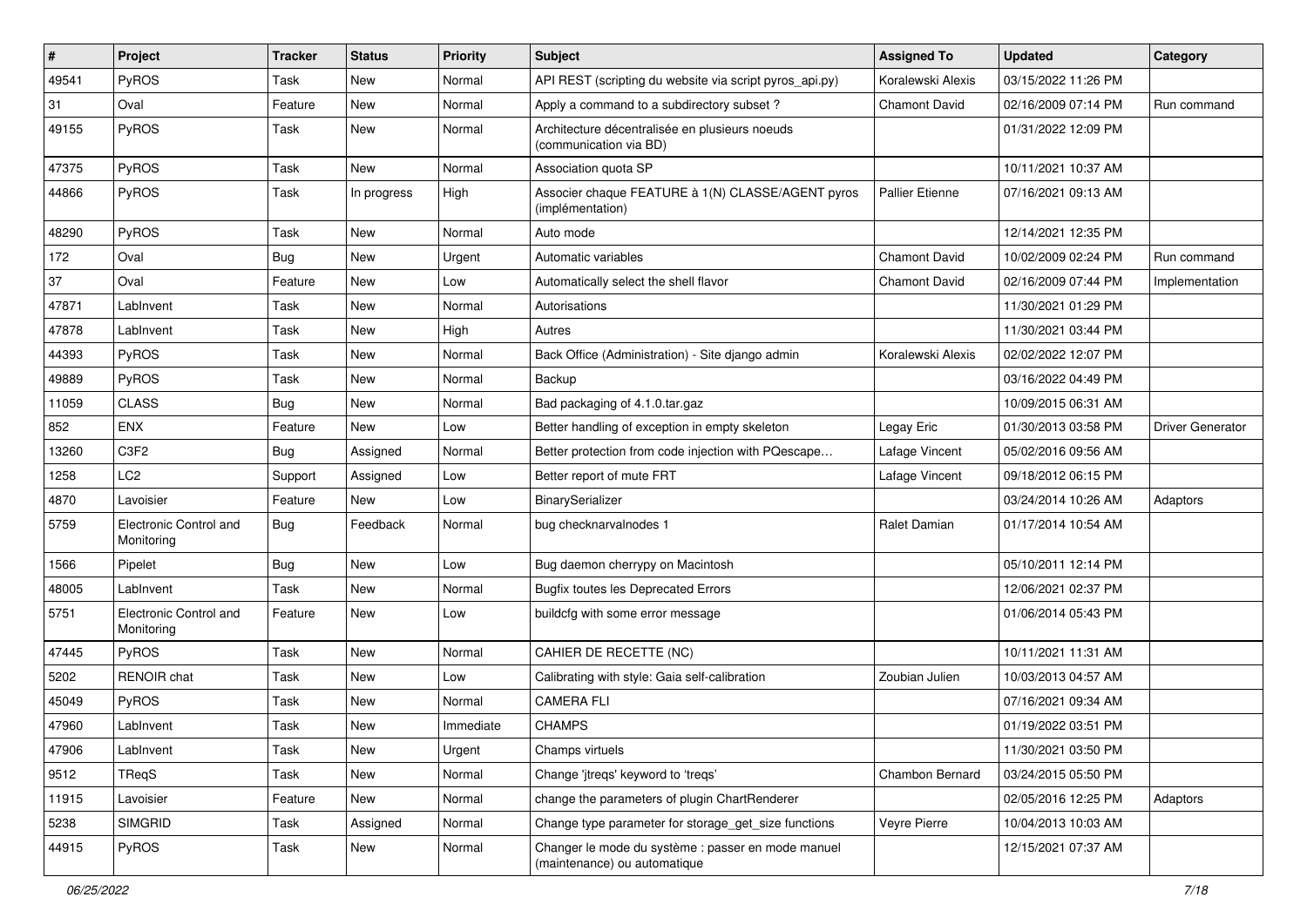| # | Project | Tracker | Status | Priority | Subject | Assigned To | Updated | Category |
|---|---|---|---|---|---|---|---|---|
| 49541 | PyROS | Task | New | Normal | API REST (scripting du website via script pyros_api.py) | Koralewski Alexis | 03/15/2022 11:26 PM | |
| 31 | Oval | Feature | New | Normal | Apply a command to a subdirectory subset ? | Chamont David | 02/16/2009 07:14 PM | Run command |
| 49155 | PyROS | Task | New | Normal | Architecture décentralisée en plusieurs noeuds (communication via BD) | | 01/31/2022 12:09 PM | |
| 47375 | PyROS | Task | New | Normal | Association quota SP | | 10/11/2021 10:37 AM | |
| 44866 | PyROS | Task | In progress | High | Associer chaque FEATURE à 1(N) CLASSE/AGENT pyros (implémentation) | Pallier Etienne | 07/16/2021 09:13 AM | |
| 48290 | PyROS | Task | New | Normal | Auto mode | | 12/14/2021 12:35 PM | |
| 172 | Oval | Bug | New | Urgent | Automatic variables | Chamont David | 10/02/2009 02:24 PM | Run command |
| 37 | Oval | Feature | New | Low | Automatically select the shell flavor | Chamont David | 02/16/2009 07:44 PM | Implementation |
| 47871 | LabInvent | Task | New | Normal | Autorisations | | 11/30/2021 01:29 PM | |
| 47878 | LabInvent | Task | New | High | Autres | | 11/30/2021 03:44 PM | |
| 44393 | PyROS | Task | New | Normal | Back Office (Administration) - Site django admin | Koralewski Alexis | 02/02/2022 12:07 PM | |
| 49889 | PyROS | Task | New | Normal | Backup | | 03/16/2022 04:49 PM | |
| 11059 | CLASS | Bug | New | Normal | Bad packaging of 4.1.0.tar.gaz | | 10/09/2015 06:31 AM | |
| 852 | ENX | Feature | New | Low | Better handling of exception in empty skeleton | Legay Eric | 01/30/2013 03:58 PM | Driver Generator |
| 13260 | C3F2 | Bug | Assigned | Normal | Better protection from code injection with PQescape… | Lafage Vincent | 05/02/2016 09:56 AM | |
| 1258 | LC2 | Support | Assigned | Low | Better report of mute FRT | Lafage Vincent | 09/18/2012 06:15 PM | |
| 4870 | Lavoisier | Feature | New | Low | BinarySerializer | | 03/24/2014 10:26 AM | Adaptors |
| 5759 | Electronic Control and Monitoring | Bug | Feedback | Normal | bug checknarvalnodes 1 | Ralet Damian | 01/17/2014 10:54 AM | |
| 1566 | Pipelet | Bug | New | Low | Bug daemon cherrypy on Macintosh | | 05/10/2011 12:14 PM | |
| 48005 | LabInvent | Task | New | Normal | Bugfix toutes les Deprecated Errors | | 12/06/2021 02:37 PM | |
| 5751 | Electronic Control and Monitoring | Feature | New | Low | buildcfg with some error message | | 01/06/2014 05:43 PM | |
| 47445 | PyROS | Task | New | Normal | CAHIER DE RECETTE (NC) | | 10/11/2021 11:31 AM | |
| 5202 | RENOIR chat | Task | New | Low | Calibrating with style: Gaia self-calibration | Zoubian Julien | 10/03/2013 04:57 AM | |
| 45049 | PyROS | Task | New | Normal | CAMERA FLI | | 07/16/2021 09:34 AM | |
| 47960 | LabInvent | Task | New | Immediate | CHAMPS | | 01/19/2022 03:51 PM | |
| 47906 | LabInvent | Task | New | Urgent | Champs virtuels | | 11/30/2021 03:50 PM | |
| 9512 | TReqS | Task | New | Normal | Change 'jtreqs' keyword to 'treqs' | Chambon Bernard | 03/24/2015 05:50 PM | |
| 11915 | Lavoisier | Feature | New | Normal | change the parameters of plugin ChartRenderer | | 02/05/2016 12:25 PM | Adaptors |
| 5238 | SIMGRID | Task | Assigned | Normal | Change type parameter for storage_get_size functions | Veyre Pierre | 10/04/2013 10:03 AM | |
| 44915 | PyROS | Task | New | Normal | Changer le mode du système : passer en mode manuel (maintenance) ou automatique | | 12/15/2021 07:37 AM | |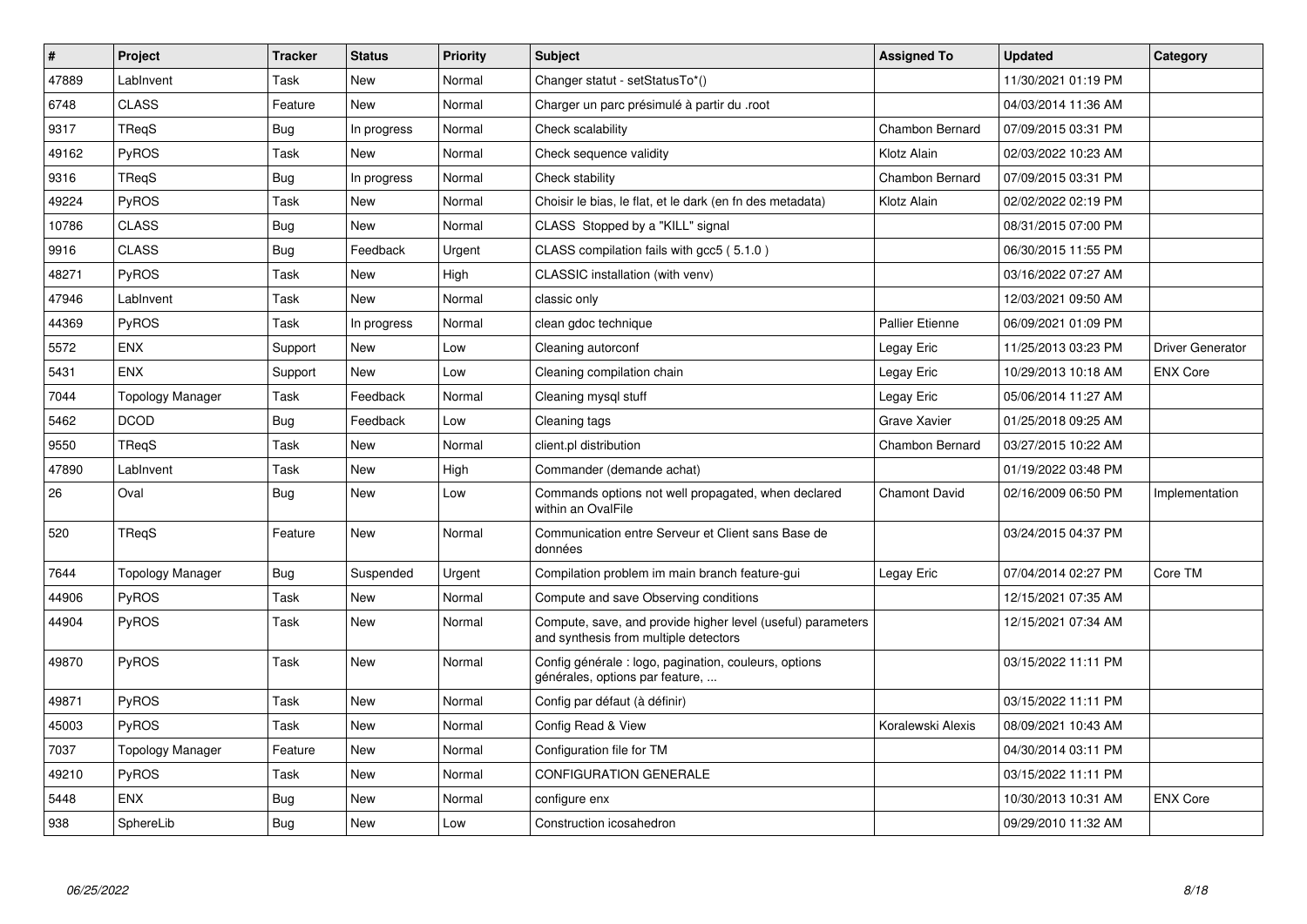| # | Project | Tracker | Status | Priority | Subject | Assigned To | Updated | Category |
|---|---|---|---|---|---|---|---|---|
| 47889 | LabInvent | Task | New | Normal | Changer statut - setStatusTo*() | | 11/30/2021 01:19 PM | |
| 6748 | CLASS | Feature | New | Normal | Charger un parc présimulé à partir du .root | | 04/03/2014 11:36 AM | |
| 9317 | TReqS | Bug | In progress | Normal | Check scalability | Chambon Bernard | 07/09/2015 03:31 PM | |
| 49162 | PyROS | Task | New | Normal | Check sequence validity | Klotz Alain | 02/03/2022 10:23 AM | |
| 9316 | TReqS | Bug | In progress | Normal | Check stability | Chambon Bernard | 07/09/2015 03:31 PM | |
| 49224 | PyROS | Task | New | Normal | Choisir le bias, le flat, et le dark (en fn des metadata) | Klotz Alain | 02/02/2022 02:19 PM | |
| 10786 | CLASS | Bug | New | Normal | CLASS Stopped by a "KILL" signal | | 08/31/2015 07:00 PM | |
| 9916 | CLASS | Bug | Feedback | Urgent | CLASS compilation fails with gcc5 ( 5.1.0 ) | | 06/30/2015 11:55 PM | |
| 48271 | PyROS | Task | New | High | CLASSIC installation (with venv) | | 03/16/2022 07:27 AM | |
| 47946 | LabInvent | Task | New | Normal | classic only | | 12/03/2021 09:50 AM | |
| 44369 | PyROS | Task | In progress | Normal | clean gdoc technique | Pallier Etienne | 06/09/2021 01:09 PM | |
| 5572 | ENX | Support | New | Low | Cleaning autorconf | Legay Eric | 11/25/2013 03:23 PM | Driver Generator |
| 5431 | ENX | Support | New | Low | Cleaning compilation chain | Legay Eric | 10/29/2013 10:18 AM | ENX Core |
| 7044 | Topology Manager | Task | Feedback | Normal | Cleaning mysql stuff | Legay Eric | 05/06/2014 11:27 AM | |
| 5462 | DCOD | Bug | Feedback | Low | Cleaning tags | Grave Xavier | 01/25/2018 09:25 AM | |
| 9550 | TReqS | Task | New | Normal | client.pl distribution | Chambon Bernard | 03/27/2015 10:22 AM | |
| 47890 | LabInvent | Task | New | High | Commander (demande achat) | | 01/19/2022 03:48 PM | |
| 26 | Oval | Bug | New | Low | Commands options not well propagated, when declared within an OvalFile | Chamont David | 02/16/2009 06:50 PM | Implementation |
| 520 | TReqS | Feature | New | Normal | Communication entre Serveur et Client sans Base de données | | 03/24/2015 04:37 PM | |
| 7644 | Topology Manager | Bug | Suspended | Urgent | Compilation problem im main branch feature-gui | Legay Eric | 07/04/2014 02:27 PM | Core TM |
| 44906 | PyROS | Task | New | Normal | Compute and save Observing conditions | | 12/15/2021 07:35 AM | |
| 44904 | PyROS | Task | New | Normal | Compute, save, and provide higher level (useful) parameters and synthesis from multiple detectors | | 12/15/2021 07:34 AM | |
| 49870 | PyROS | Task | New | Normal | Config générale : logo, pagination, couleurs, options générales, options par feature, ... | | 03/15/2022 11:11 PM | |
| 49871 | PyROS | Task | New | Normal | Config par défaut (à définir) | | 03/15/2022 11:11 PM | |
| 45003 | PyROS | Task | New | Normal | Config Read & View | Koralewski Alexis | 08/09/2021 10:43 AM | |
| 7037 | Topology Manager | Feature | New | Normal | Configuration file for TM | | 04/30/2014 03:11 PM | |
| 49210 | PyROS | Task | New | Normal | CONFIGURATION GENERALE | | 03/15/2022 11:11 PM | |
| 5448 | ENX | Bug | New | Normal | configure enx | | 10/30/2013 10:31 AM | ENX Core |
| 938 | SphereLib | Bug | New | Low | Construction icosahedron | | 09/29/2010 11:32 AM | |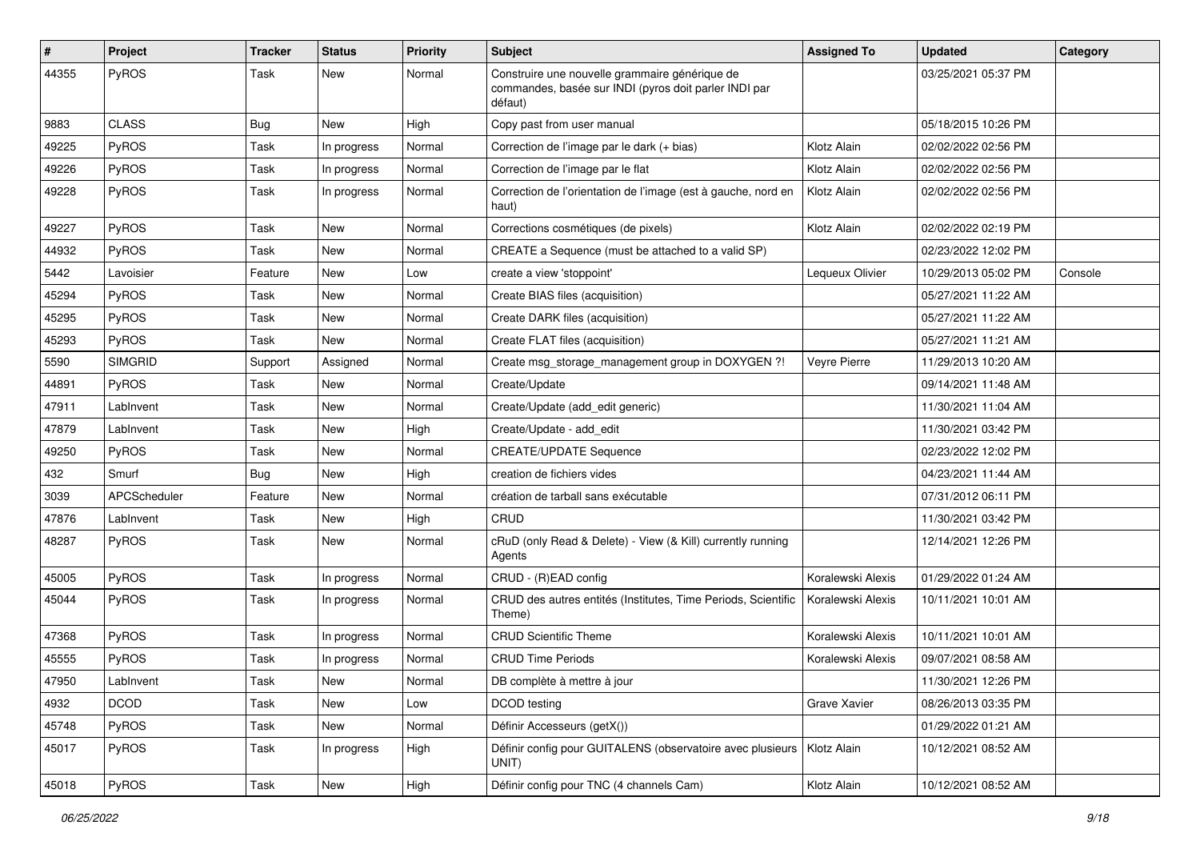| # | Project | Tracker | Status | Priority | Subject | Assigned To | Updated | Category |
|---|---|---|---|---|---|---|---|---|
| 44355 | PyROS | Task | New | Normal | Construire une nouvelle grammaire générique de commandes, basée sur INDI (pyros doit parler INDI par défaut) | | 03/25/2021 05:37 PM | |
| 9883 | CLASS | Bug | New | High | Copy past from user manual | | 05/18/2015 10:26 PM | |
| 49225 | PyROS | Task | In progress | Normal | Correction de l'image par le dark (+ bias) | Klotz Alain | 02/02/2022 02:56 PM | |
| 49226 | PyROS | Task | In progress | Normal | Correction de l'image par le flat | Klotz Alain | 02/02/2022 02:56 PM | |
| 49228 | PyROS | Task | In progress | Normal | Correction de l'orientation de l'image (est à gauche, nord en haut) | Klotz Alain | 02/02/2022 02:56 PM | |
| 49227 | PyROS | Task | New | Normal | Corrections cosmétiques (de pixels) | Klotz Alain | 02/02/2022 02:19 PM | |
| 44932 | PyROS | Task | New | Normal | CREATE a Sequence (must be attached to a valid SP) | | 02/23/2022 12:02 PM | |
| 5442 | Lavoisier | Feature | New | Low | create a view 'stoppoint' | Lequeux Olivier | 10/29/2013 05:02 PM | Console |
| 45294 | PyROS | Task | New | Normal | Create BIAS files (acquisition) | | 05/27/2021 11:22 AM | |
| 45295 | PyROS | Task | New | Normal | Create DARK files (acquisition) | | 05/27/2021 11:22 AM | |
| 45293 | PyROS | Task | New | Normal | Create FLAT files (acquisition) | | 05/27/2021 11:21 AM | |
| 5590 | SIMGRID | Support | Assigned | Normal | Create msg_storage_management group in DOXYGEN ?! | Veyre Pierre | 11/29/2013 10:20 AM | |
| 44891 | PyROS | Task | New | Normal | Create/Update | | 09/14/2021 11:48 AM | |
| 47911 | LabInvent | Task | New | Normal | Create/Update (add_edit generic) | | 11/30/2021 11:04 AM | |
| 47879 | LabInvent | Task | New | High | Create/Update - add_edit | | 11/30/2021 03:42 PM | |
| 49250 | PyROS | Task | New | Normal | CREATE/UPDATE Sequence | | 02/23/2022 12:02 PM | |
| 432 | Smurf | Bug | New | High | creation de fichiers vides | | 04/23/2021 11:44 AM | |
| 3039 | APCScheduler | Feature | New | Normal | création de tarball sans exécutable | | 07/31/2012 06:11 PM | |
| 47876 | LabInvent | Task | New | High | CRUD | | 11/30/2021 03:42 PM | |
| 48287 | PyROS | Task | New | Normal | cRuD (only Read & Delete) - View (& Kill) currently running Agents | | 12/14/2021 12:26 PM | |
| 45005 | PyROS | Task | In progress | Normal | CRUD - (R)EAD config | Koralewski Alexis | 01/29/2022 01:24 AM | |
| 45044 | PyROS | Task | In progress | Normal | CRUD des autres entités (Institutes, Time Periods, Scientific Theme) | Koralewski Alexis | 10/11/2021 10:01 AM | |
| 47368 | PyROS | Task | In progress | Normal | CRUD Scientific Theme | Koralewski Alexis | 10/11/2021 10:01 AM | |
| 45555 | PyROS | Task | In progress | Normal | CRUD Time Periods | Koralewski Alexis | 09/07/2021 08:58 AM | |
| 47950 | LabInvent | Task | New | Normal | DB complète à mettre à jour | | 11/30/2021 12:26 PM | |
| 4932 | DCOD | Task | New | Low | DCOD testing | Grave Xavier | 08/26/2013 03:35 PM | |
| 45748 | PyROS | Task | New | Normal | Définir Accesseurs (getX()) | | 01/29/2022 01:21 AM | |
| 45017 | PyROS | Task | In progress | High | Définir config pour GUITALENS (observatoire avec plusieurs UNIT) | Klotz Alain | 10/12/2021 08:52 AM | |
| 45018 | PyROS | Task | New | High | Définir config pour TNC (4 channels Cam) | Klotz Alain | 10/12/2021 08:52 AM | |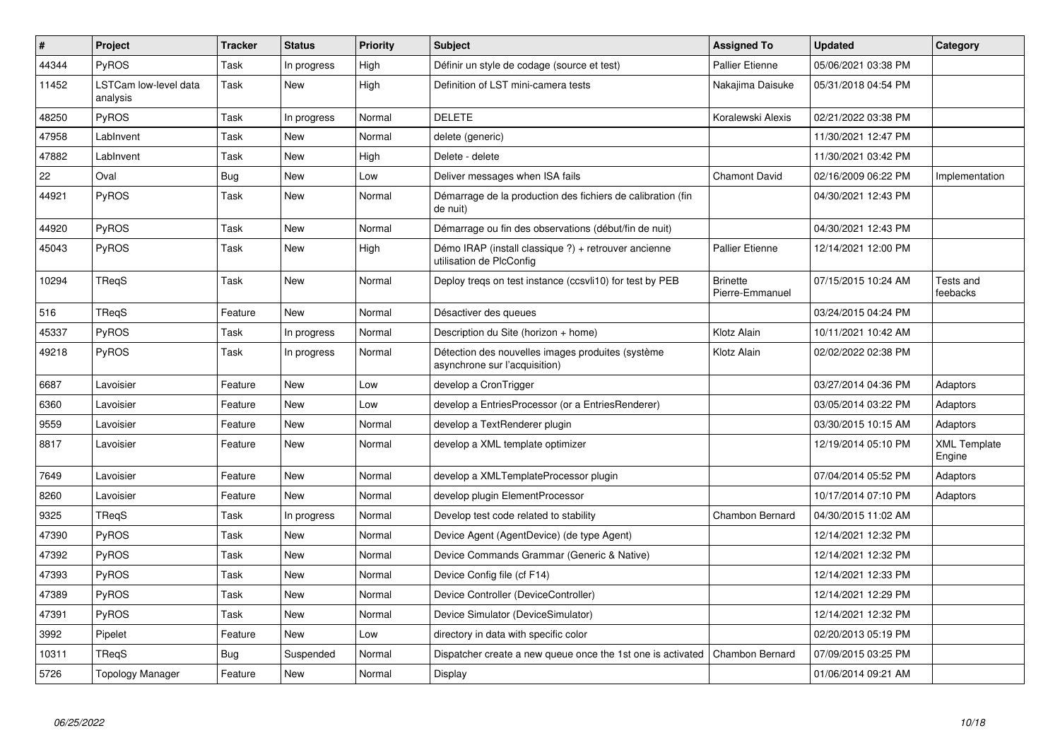| # | Project | Tracker | Status | Priority | Subject | Assigned To | Updated | Category |
|---|---|---|---|---|---|---|---|---|
| 44344 | PyROS | Task | In progress | High | Définir un style de codage (source et test) | Pallier Etienne | 05/06/2021 03:38 PM | |
| 11452 | LSTCam low-level data analysis | Task | New | High | Definition of LST mini-camera tests | Nakajima Daisuke | 05/31/2018 04:54 PM | |
| 48250 | PyROS | Task | In progress | Normal | DELETE | Koralewski Alexis | 02/21/2022 03:38 PM | |
| 47958 | LabInvent | Task | New | Normal | delete (generic) | | 11/30/2021 12:47 PM | |
| 47882 | LabInvent | Task | New | High | Delete - delete | | 11/30/2021 03:42 PM | |
| 22 | Oval | Bug | New | Low | Deliver messages when ISA fails | Chamont David | 02/16/2009 06:22 PM | Implementation |
| 44921 | PyROS | Task | New | Normal | Démarrage de la production des fichiers de calibration (fin de nuit) | | 04/30/2021 12:43 PM | |
| 44920 | PyROS | Task | New | Normal | Démarrage ou fin des observations (début/fin de nuit) | | 04/30/2021 12:43 PM | |
| 45043 | PyROS | Task | New | High | Démo IRAP (install classique ?) + retrouver ancienne utilisation de PlcConfig | Pallier Etienne | 12/14/2021 12:00 PM | |
| 10294 | TReqS | Task | New | Normal | Deploy treqs on test instance (ccsvli10) for test by PEB | Brinette Pierre-Emmanuel | 07/15/2015 10:24 AM | Tests and feebacks |
| 516 | TReqS | Feature | New | Normal | Désactiver des queues | | 03/24/2015 04:24 PM | |
| 45337 | PyROS | Task | In progress | Normal | Description du Site (horizon + home) | Klotz Alain | 10/11/2021 10:42 AM | |
| 49218 | PyROS | Task | In progress | Normal | Détection des nouvelles images produites (système asynchrone sur l'acquisition) | Klotz Alain | 02/02/2022 02:38 PM | |
| 6687 | Lavoisier | Feature | New | Low | develop a CronTrigger | | 03/27/2014 04:36 PM | Adaptors |
| 6360 | Lavoisier | Feature | New | Low | develop a EntriesProcessor (or a EntriesRenderer) | | 03/05/2014 03:22 PM | Adaptors |
| 9559 | Lavoisier | Feature | New | Normal | develop a TextRenderer plugin | | 03/30/2015 10:15 AM | Adaptors |
| 8817 | Lavoisier | Feature | New | Normal | develop a XML template optimizer | | 12/19/2014 05:10 PM | XML Template Engine |
| 7649 | Lavoisier | Feature | New | Normal | develop a XMLTemplateProcessor plugin | | 07/04/2014 05:52 PM | Adaptors |
| 8260 | Lavoisier | Feature | New | Normal | develop plugin ElementProcessor | | 10/17/2014 07:10 PM | Adaptors |
| 9325 | TReqS | Task | In progress | Normal | Develop test code related to stability | Chambon Bernard | 04/30/2015 11:02 AM | |
| 47390 | PyROS | Task | New | Normal | Device Agent (AgentDevice) (de type Agent) | | 12/14/2021 12:32 PM | |
| 47392 | PyROS | Task | New | Normal | Device Commands Grammar (Generic & Native) | | 12/14/2021 12:32 PM | |
| 47393 | PyROS | Task | New | Normal | Device Config file (cf F14) | | 12/14/2021 12:33 PM | |
| 47389 | PyROS | Task | New | Normal | Device Controller (DeviceController) | | 12/14/2021 12:29 PM | |
| 47391 | PyROS | Task | New | Normal | Device Simulator (DeviceSimulator) | | 12/14/2021 12:32 PM | |
| 3992 | Pipelet | Feature | New | Low | directory in data with specific color | | 02/20/2013 05:19 PM | |
| 10311 | TReqS | Bug | Suspended | Normal | Dispatcher create a new queue once the 1st one is activated | Chambon Bernard | 07/09/2015 03:25 PM | |
| 5726 | Topology Manager | Feature | New | Normal | Display | | 01/06/2014 09:21 AM | |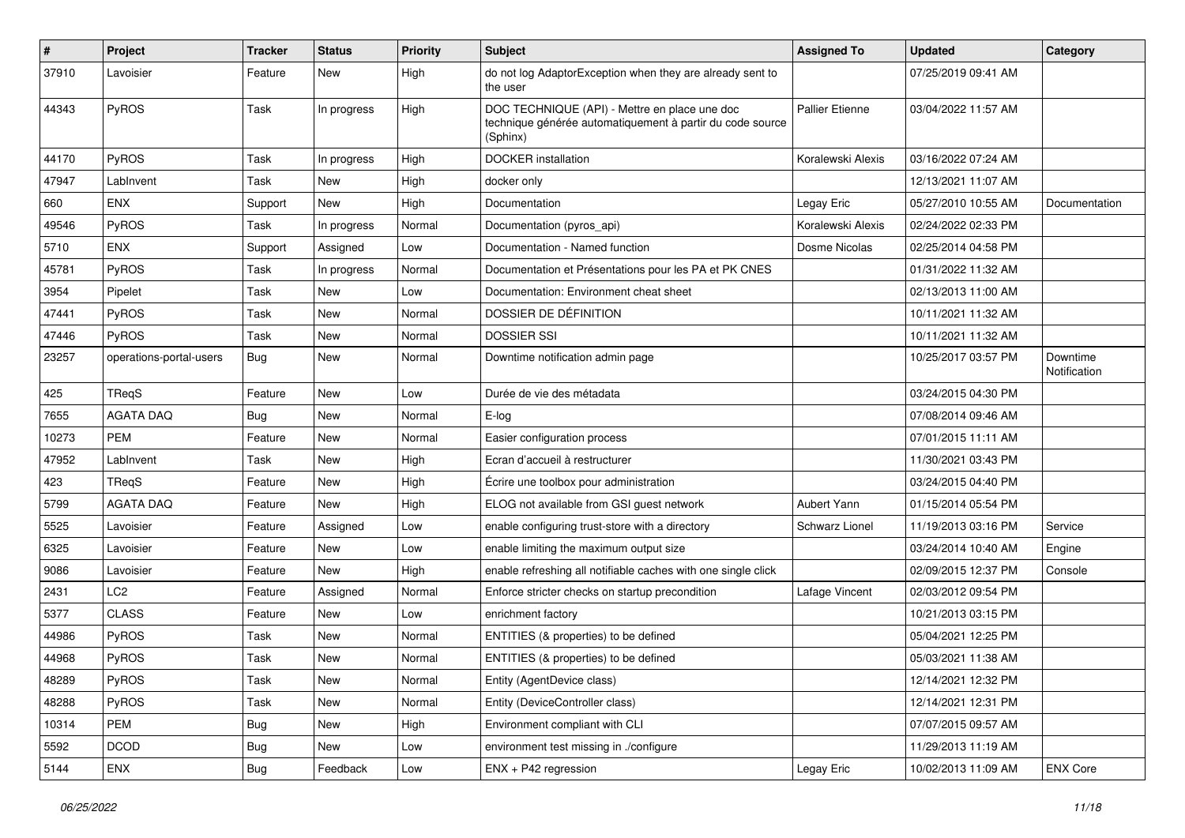| # | Project | Tracker | Status | Priority | Subject | Assigned To | Updated | Category |
|---|---|---|---|---|---|---|---|---|
| 37910 | Lavoisier | Feature | New | High | do not log AdaptorException when they are already sent to the user | | 07/25/2019 09:41 AM | |
| 44343 | PyROS | Task | In progress | High | DOC TECHNIQUE (API) - Mettre en place une doc technique générée automatiquement à partir du code source (Sphinx) | Pallier Etienne | 03/04/2022 11:57 AM | |
| 44170 | PyROS | Task | In progress | High | DOCKER installation | Koralewski Alexis | 03/16/2022 07:24 AM | |
| 47947 | LabInvent | Task | New | High | docker only | | 12/13/2021 11:07 AM | |
| 660 | ENX | Support | New | High | Documentation | Legay Eric | 05/27/2010 10:55 AM | Documentation |
| 49546 | PyROS | Task | In progress | Normal | Documentation (pyros_api) | Koralewski Alexis | 02/24/2022 02:33 PM | |
| 5710 | ENX | Support | Assigned | Low | Documentation - Named function | Dosme Nicolas | 02/25/2014 04:58 PM | |
| 45781 | PyROS | Task | In progress | Normal | Documentation et Présentations pour les PA et PK CNES | | 01/31/2022 11:32 AM | |
| 3954 | Pipelet | Task | New | Low | Documentation: Environment cheat sheet | | 02/13/2013 11:00 AM | |
| 47441 | PyROS | Task | New | Normal | DOSSIER DE DÉFINITION | | 10/11/2021 11:32 AM | |
| 47446 | PyROS | Task | New | Normal | DOSSIER SSI | | 10/11/2021 11:32 AM | |
| 23257 | operations-portal-users | Bug | New | Normal | Downtime notification admin page | | 10/25/2017 03:57 PM | Downtime Notification |
| 425 | TReqS | Feature | New | Low | Durée de vie des métadata | | 03/24/2015 04:30 PM | |
| 7655 | AGATA DAQ | Bug | New | Normal | E-log | | 07/08/2014 09:46 AM | |
| 10273 | PEM | Feature | New | Normal | Easier configuration process | | 07/01/2015 11:11 AM | |
| 47952 | LabInvent | Task | New | High | Ecran d'accueil à restructurer | | 11/30/2021 03:43 PM | |
| 423 | TReqS | Feature | New | High | Écrire une toolbox pour administration | | 03/24/2015 04:40 PM | |
| 5799 | AGATA DAQ | Feature | New | High | ELOG not available from GSI guest network | Aubert Yann | 01/15/2014 05:54 PM | |
| 5525 | Lavoisier | Feature | Assigned | Low | enable configuring trust-store with a directory | Schwarz Lionel | 11/19/2013 03:16 PM | Service |
| 6325 | Lavoisier | Feature | New | Low | enable limiting the maximum output size | | 03/24/2014 10:40 AM | Engine |
| 9086 | Lavoisier | Feature | New | High | enable refreshing all notifiable caches with one single click | | 02/09/2015 12:37 PM | Console |
| 2431 | LC2 | Feature | Assigned | Normal | Enforce stricter checks on startup precondition | Lafage Vincent | 02/03/2012 09:54 PM | |
| 5377 | CLASS | Feature | New | Low | enrichment factory | | 10/21/2013 03:15 PM | |
| 44986 | PyROS | Task | New | Normal | ENTITIES (& properties) to be defined | | 05/04/2021 12:25 PM | |
| 44968 | PyROS | Task | New | Normal | ENTITIES (& properties) to be defined | | 05/03/2021 11:38 AM | |
| 48289 | PyROS | Task | New | Normal | Entity (AgentDevice class) | | 12/14/2021 12:32 PM | |
| 48288 | PyROS | Task | New | Normal | Entity (DeviceController class) | | 12/14/2021 12:31 PM | |
| 10314 | PEM | Bug | New | High | Environment compliant with CLI | | 07/07/2015 09:57 AM | |
| 5592 | DCOD | Bug | New | Low | environment test missing in ./configure | | 11/29/2013 11:19 AM | |
| 5144 | ENX | Bug | Feedback | Low | ENX + P42 regression | Legay Eric | 10/02/2013 11:09 AM | ENX Core |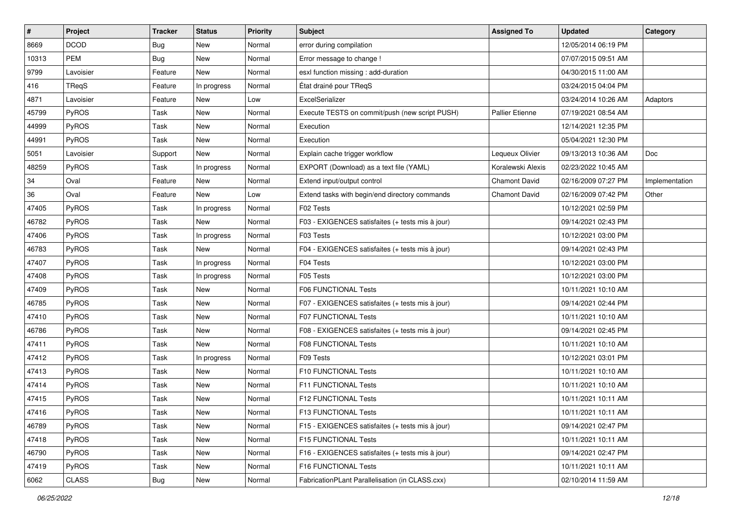| # | Project | Tracker | Status | Priority | Subject | Assigned To | Updated | Category |
|---|---|---|---|---|---|---|---|---|
| 8669 | DCOD | Bug | New | Normal | error during compilation | | 12/05/2014 06:19 PM | |
| 10313 | PEM | Bug | New | Normal | Error message to change ! | | 07/07/2015 09:51 AM | |
| 9799 | Lavoisier | Feature | New | Normal | esxl function missing : add-duration | | 04/30/2015 11:00 AM | |
| 416 | TReqS | Feature | In progress | Normal | État drainé pour TReqS | | 03/24/2015 04:04 PM | |
| 4871 | Lavoisier | Feature | New | Low | ExcelSerializer | | 03/24/2014 10:26 AM | Adaptors |
| 45799 | PyROS | Task | New | Normal | Execute TESTS on commit/push (new script PUSH) | Pallier Etienne | 07/19/2021 08:54 AM | |
| 44999 | PyROS | Task | New | Normal | Execution | | 12/14/2021 12:35 PM | |
| 44991 | PyROS | Task | New | Normal | Execution | | 05/04/2021 12:30 PM | |
| 5051 | Lavoisier | Support | New | Normal | Explain cache trigger workflow | Lequeux Olivier | 09/13/2013 10:36 AM | Doc |
| 48259 | PyROS | Task | In progress | Normal | EXPORT (Download) as a text file (YAML) | Koralewski Alexis | 02/23/2022 10:45 AM | |
| 34 | Oval | Feature | New | Normal | Extend input/output control | Chamont David | 02/16/2009 07:27 PM | Implementation |
| 36 | Oval | Feature | New | Low | Extend tasks with begin/end directory commands | Chamont David | 02/16/2009 07:42 PM | Other |
| 47405 | PyROS | Task | In progress | Normal | F02 Tests | | 10/12/2021 02:59 PM | |
| 46782 | PyROS | Task | New | Normal | F03 - EXIGENCES satisfaites (+ tests mis à jour) | | 09/14/2021 02:43 PM | |
| 47406 | PyROS | Task | In progress | Normal | F03 Tests | | 10/12/2021 03:00 PM | |
| 46783 | PyROS | Task | New | Normal | F04 - EXIGENCES satisfaites (+ tests mis à jour) | | 09/14/2021 02:43 PM | |
| 47407 | PyROS | Task | In progress | Normal | F04 Tests | | 10/12/2021 03:00 PM | |
| 47408 | PyROS | Task | In progress | Normal | F05 Tests | | 10/12/2021 03:00 PM | |
| 47409 | PyROS | Task | New | Normal | F06 FUNCTIONAL Tests | | 10/11/2021 10:10 AM | |
| 46785 | PyROS | Task | New | Normal | F07 - EXIGENCES satisfaites (+ tests mis à jour) | | 09/14/2021 02:44 PM | |
| 47410 | PyROS | Task | New | Normal | F07 FUNCTIONAL Tests | | 10/11/2021 10:10 AM | |
| 46786 | PyROS | Task | New | Normal | F08 - EXIGENCES satisfaites (+ tests mis à jour) | | 09/14/2021 02:45 PM | |
| 47411 | PyROS | Task | New | Normal | F08 FUNCTIONAL Tests | | 10/11/2021 10:10 AM | |
| 47412 | PyROS | Task | In progress | Normal | F09 Tests | | 10/12/2021 03:01 PM | |
| 47413 | PyROS | Task | New | Normal | F10 FUNCTIONAL Tests | | 10/11/2021 10:10 AM | |
| 47414 | PyROS | Task | New | Normal | F11 FUNCTIONAL Tests | | 10/11/2021 10:10 AM | |
| 47415 | PyROS | Task | New | Normal | F12 FUNCTIONAL Tests | | 10/11/2021 10:11 AM | |
| 47416 | PyROS | Task | New | Normal | F13 FUNCTIONAL Tests | | 10/11/2021 10:11 AM | |
| 46789 | PyROS | Task | New | Normal | F15 - EXIGENCES satisfaites (+ tests mis à jour) | | 09/14/2021 02:47 PM | |
| 47418 | PyROS | Task | New | Normal | F15 FUNCTIONAL Tests | | 10/11/2021 10:11 AM | |
| 46790 | PyROS | Task | New | Normal | F16 - EXIGENCES satisfaites (+ tests mis à jour) | | 09/14/2021 02:47 PM | |
| 47419 | PyROS | Task | New | Normal | F16 FUNCTIONAL Tests | | 10/11/2021 10:11 AM | |
| 6062 | CLASS | Bug | New | Normal | FabricationPLant Parallelisation (in CLASS.cxx) | | 02/10/2014 11:59 AM | |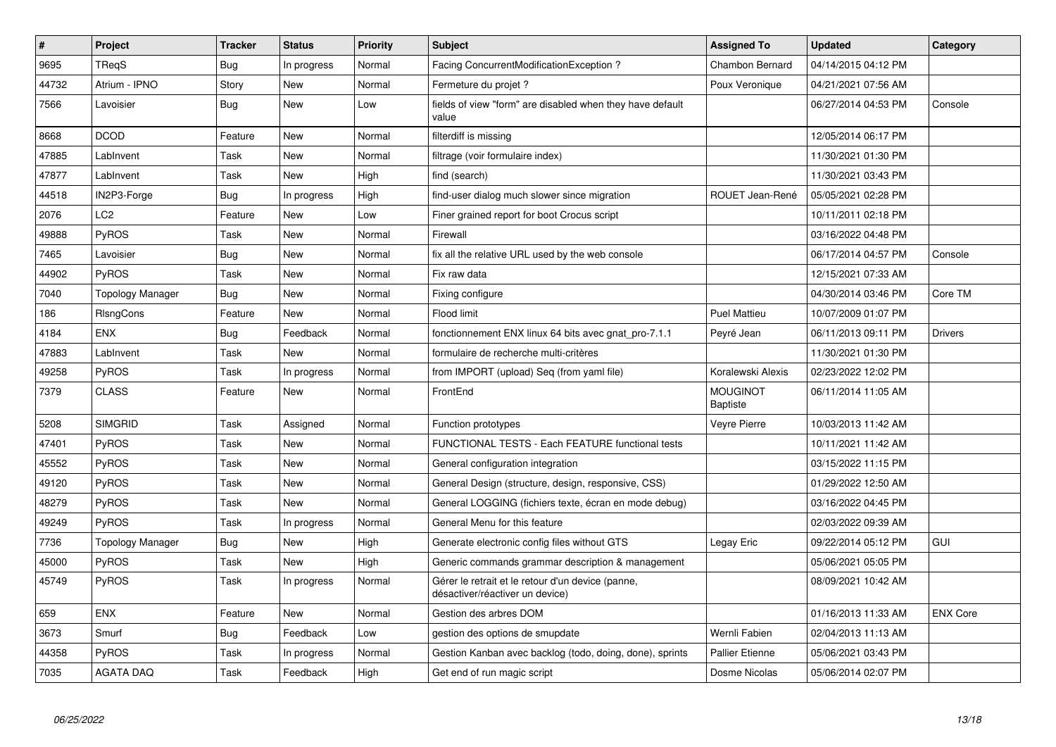| # | Project | Tracker | Status | Priority | Subject | Assigned To | Updated | Category |
|---|---|---|---|---|---|---|---|---|
| 9695 | TReqS | Bug | In progress | Normal | Facing ConcurrentModificationException ? | Chambon Bernard | 04/14/2015 04:12 PM | |
| 44732 | Atrium - IPNO | Story | New | Normal | Fermeture du projet ? | Poux Veronique | 04/21/2021 07:56 AM | |
| 7566 | Lavoisier | Bug | New | Low | fields of view "form" are disabled when they have default value | | 06/27/2014 04:53 PM | Console |
| 8668 | DCOD | Feature | New | Normal | filterdiff is missing | | 12/05/2014 06:17 PM | |
| 47885 | LabInvent | Task | New | Normal | filtrage (voir formulaire index) | | 11/30/2021 01:30 PM | |
| 47877 | LabInvent | Task | New | High | find (search) | | 11/30/2021 03:43 PM | |
| 44518 | IN2P3-Forge | Bug | In progress | High | find-user dialog much slower since migration | ROUET Jean-René | 05/05/2021 02:28 PM | |
| 2076 | LC2 | Feature | New | Low | Finer grained report for boot Crocus script | | 10/11/2011 02:18 PM | |
| 49888 | PyROS | Task | New | Normal | Firewall | | 03/16/2022 04:48 PM | |
| 7465 | Lavoisier | Bug | New | Normal | fix all the relative URL used by the web console | | 06/17/2014 04:57 PM | Console |
| 44902 | PyROS | Task | New | Normal | Fix raw data | | 12/15/2021 07:33 AM | |
| 7040 | Topology Manager | Bug | New | Normal | Fixing configure | | 04/30/2014 03:46 PM | Core TM |
| 186 | RlsngCons | Feature | New | Normal | Flood limit | Puel Mattieu | 10/07/2009 01:07 PM | |
| 4184 | ENX | Bug | Feedback | Normal | fonctionnement ENX linux 64 bits avec gnat_pro-7.1.1 | Peyré Jean | 06/11/2013 09:11 PM | Drivers |
| 47883 | LabInvent | Task | New | Normal | formulaire de recherche multi-critères | | 11/30/2021 01:30 PM | |
| 49258 | PyROS | Task | In progress | Normal | from IMPORT (upload) Seq (from yaml file) | Koralewski Alexis | 02/23/2022 12:02 PM | |
| 7379 | CLASS | Feature | New | Normal | FrontEnd | MOUGINOT Baptiste | 06/11/2014 11:05 AM | |
| 5208 | SIMGRID | Task | Assigned | Normal | Function prototypes | Veyre Pierre | 10/03/2013 11:42 AM | |
| 47401 | PyROS | Task | New | Normal | FUNCTIONAL TESTS - Each FEATURE functional tests | | 10/11/2021 11:42 AM | |
| 45552 | PyROS | Task | New | Normal | General configuration integration | | 03/15/2022 11:15 PM | |
| 49120 | PyROS | Task | New | Normal | General Design (structure, design, responsive, CSS) | | 01/29/2022 12:50 AM | |
| 48279 | PyROS | Task | New | Normal | General LOGGING (fichiers texte, écran en mode debug) | | 03/16/2022 04:45 PM | |
| 49249 | PyROS | Task | In progress | Normal | General Menu for this feature | | 02/03/2022 09:39 AM | |
| 7736 | Topology Manager | Bug | New | High | Generate electronic config files without GTS | Legay Eric | 09/22/2014 05:12 PM | GUI |
| 45000 | PyROS | Task | New | High | Generic commands grammar description & management | | 05/06/2021 05:05 PM | |
| 45749 | PyROS | Task | In progress | Normal | Gérer le retrait et le retour d'un device (panne, désactiver/réactiver un device) | | 08/09/2021 10:42 AM | |
| 659 | ENX | Feature | New | Normal | Gestion des arbres DOM | | 01/16/2013 11:33 AM | ENX Core |
| 3673 | Smurf | Bug | Feedback | Low | gestion des options de smupdate | Wernli Fabien | 02/04/2013 11:13 AM | |
| 44358 | PyROS | Task | In progress | Normal | Gestion Kanban avec backlog (todo, doing, done), sprints | Pallier Etienne | 05/06/2021 03:43 PM | |
| 7035 | AGATA DAQ | Task | Feedback | High | Get end of run magic script | Dosme Nicolas | 05/06/2014 02:07 PM | |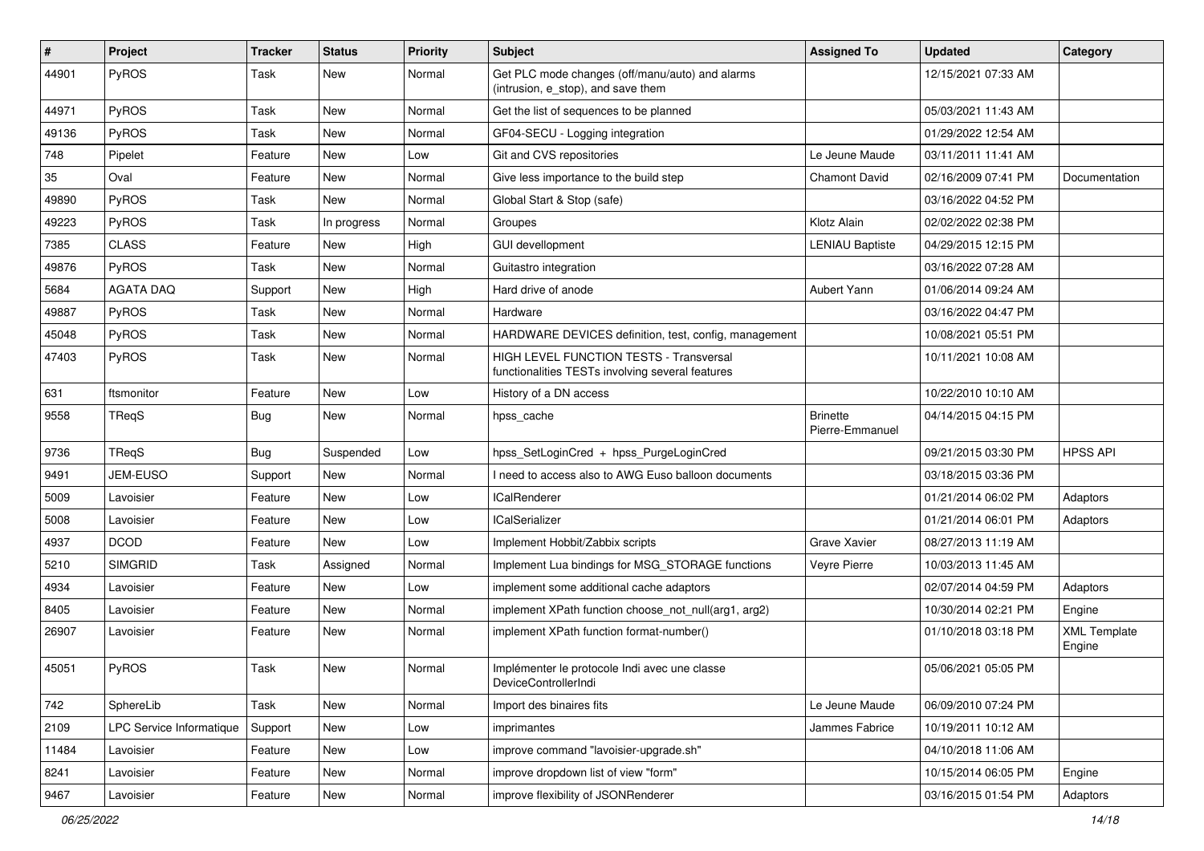| # | Project | Tracker | Status | Priority | Subject | Assigned To | Updated | Category |
|---|---|---|---|---|---|---|---|---|
| 44901 | PyROS | Task | New | Normal | Get PLC mode changes (off/manu/auto) and alarms (intrusion, e_stop), and save them | | 12/15/2021 07:33 AM | |
| 44971 | PyROS | Task | New | Normal | Get the list of sequences to be planned | | 05/03/2021 11:43 AM | |
| 49136 | PyROS | Task | New | Normal | GF04-SECU - Logging integration | | 01/29/2022 12:54 AM | |
| 748 | Pipelet | Feature | New | Low | Git and CVS repositories | Le Jeune Maude | 03/11/2011 11:41 AM | |
| 35 | Oval | Feature | New | Normal | Give less importance to the build step | Chamont David | 02/16/2009 07:41 PM | Documentation |
| 49890 | PyROS | Task | New | Normal | Global Start & Stop (safe) | | 03/16/2022 04:52 PM | |
| 49223 | PyROS | Task | In progress | Normal | Groupes | Klotz Alain | 02/02/2022 02:38 PM | |
| 7385 | CLASS | Feature | New | High | GUI devellopment | LENIAU Baptiste | 04/29/2015 12:15 PM | |
| 49876 | PyROS | Task | New | Normal | Guitastro integration | | 03/16/2022 07:28 AM | |
| 5684 | AGATA DAQ | Support | New | High | Hard drive of anode | Aubert Yann | 01/06/2014 09:24 AM | |
| 49887 | PyROS | Task | New | Normal | Hardware | | 03/16/2022 04:47 PM | |
| 45048 | PyROS | Task | New | Normal | HARDWARE DEVICES definition, test, config, management | | 10/08/2021 05:51 PM | |
| 47403 | PyROS | Task | New | Normal | HIGH LEVEL FUNCTION TESTS - Transversal functionalities TESTs involving several features | | 10/11/2021 10:08 AM | |
| 631 | ftsmonitor | Feature | New | Low | History of a DN access | | 10/22/2010 10:10 AM | |
| 9558 | TReqS | Bug | New | Normal | hpss_cache | Brinette Pierre-Emmanuel | 04/14/2015 04:15 PM | |
| 9736 | TReqS | Bug | Suspended | Low | hpss_SetLoginCred + hpss_PurgeLoginCred | | 09/21/2015 03:30 PM | HPSS API |
| 9491 | JEM-EUSO | Support | New | Normal | I need to access also to AWG Euso balloon documents | | 03/18/2015 03:36 PM | |
| 5009 | Lavoisier | Feature | New | Low | ICalRenderer | | 01/21/2014 06:02 PM | Adaptors |
| 5008 | Lavoisier | Feature | New | Low | ICalSerializer | | 01/21/2014 06:01 PM | Adaptors |
| 4937 | DCOD | Feature | New | Low | Implement Hobbit/Zabbix scripts | Grave Xavier | 08/27/2013 11:19 AM | |
| 5210 | SIMGRID | Task | Assigned | Normal | Implement Lua bindings for MSG_STORAGE functions | Veyre Pierre | 10/03/2013 11:45 AM | |
| 4934 | Lavoisier | Feature | New | Low | implement some additional cache adaptors | | 02/07/2014 04:59 PM | Adaptors |
| 8405 | Lavoisier | Feature | New | Normal | implement XPath function choose_not_null(arg1, arg2) | | 10/30/2014 02:21 PM | Engine |
| 26907 | Lavoisier | Feature | New | Normal | implement XPath function format-number() | | 01/10/2018 03:18 PM | XML Template Engine |
| 45051 | PyROS | Task | New | Normal | Implémenter le protocole Indi avec une classe DeviceControllerIndi | | 05/06/2021 05:05 PM | |
| 742 | SphereLib | Task | New | Normal | Import des binaires fits | Le Jeune Maude | 06/09/2010 07:24 PM | |
| 2109 | LPC Service Informatique | Support | New | Low | imprimantes | Jammes Fabrice | 10/19/2011 10:12 AM | |
| 11484 | Lavoisier | Feature | New | Low | improve command "lavoisier-upgrade.sh" | | 04/10/2018 11:06 AM | |
| 8241 | Lavoisier | Feature | New | Normal | improve dropdown list of view "form" | | 10/15/2014 06:05 PM | Engine |
| 9467 | Lavoisier | Feature | New | Normal | improve flexibility of JSONRenderer | | 03/16/2015 01:54 PM | Adaptors |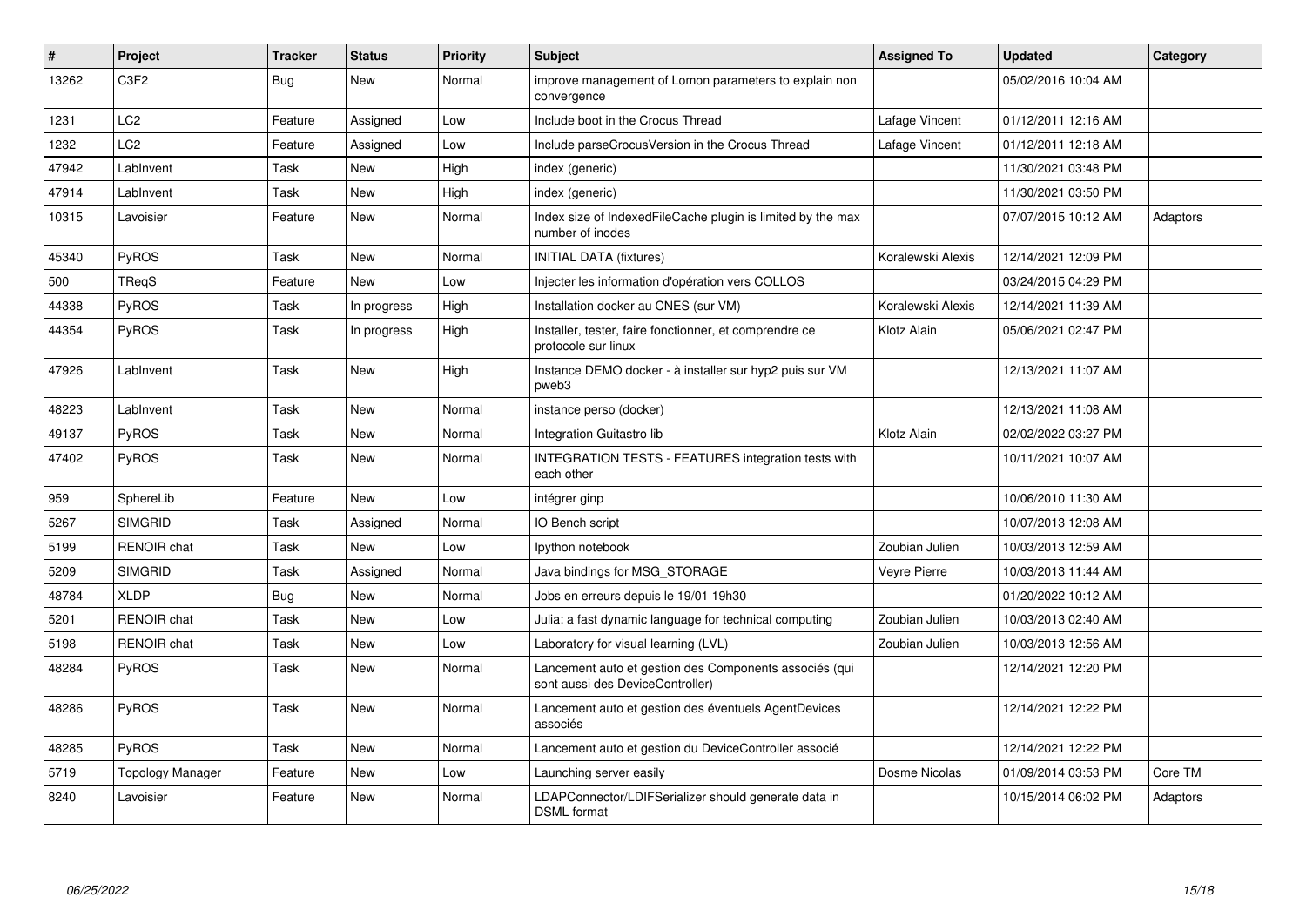| # | Project | Tracker | Status | Priority | Subject | Assigned To | Updated | Category |
|---|---|---|---|---|---|---|---|---|
| 13262 | C3F2 | Bug | New | Normal | improve management of Lomon parameters to explain non convergence | | 05/02/2016 10:04 AM | |
| 1231 | LC2 | Feature | Assigned | Low | Include boot in the Crocus Thread | Lafage Vincent | 01/12/2011 12:16 AM | |
| 1232 | LC2 | Feature | Assigned | Low | Include parseCrocusVersion in the Crocus Thread | Lafage Vincent | 01/12/2011 12:18 AM | |
| 47942 | LabInvent | Task | New | High | index (generic) | | 11/30/2021 03:48 PM | |
| 47914 | LabInvent | Task | New | High | index (generic) | | 11/30/2021 03:50 PM | |
| 10315 | Lavoisier | Feature | New | Normal | Index size of IndexedFileCache plugin is limited by the max number of inodes | | 07/07/2015 10:12 AM | Adaptors |
| 45340 | PyROS | Task | New | Normal | INITIAL DATA (fixtures) | Koralewski Alexis | 12/14/2021 12:09 PM | |
| 500 | TReqS | Feature | New | Low | Injecter les information d'opération vers COLLOS | | 03/24/2015 04:29 PM | |
| 44338 | PyROS | Task | In progress | High | Installation docker au CNES (sur VM) | Koralewski Alexis | 12/14/2021 11:39 AM | |
| 44354 | PyROS | Task | In progress | High | Installer, tester, faire fonctionner, et comprendre ce protocole sur linux | Klotz Alain | 05/06/2021 02:47 PM | |
| 47926 | LabInvent | Task | New | High | Instance DEMO docker - à installer sur hyp2 puis sur VM pweb3 | | 12/13/2021 11:07 AM | |
| 48223 | LabInvent | Task | New | Normal | instance perso (docker) | | 12/13/2021 11:08 AM | |
| 49137 | PyROS | Task | New | Normal | Integration Guitastro lib | Klotz Alain | 02/02/2022 03:27 PM | |
| 47402 | PyROS | Task | New | Normal | INTEGRATION TESTS - FEATURES integration tests with each other | | 10/11/2021 10:07 AM | |
| 959 | SphereLib | Feature | New | Low | intégrer ginp | | 10/06/2010 11:30 AM | |
| 5267 | SIMGRID | Task | Assigned | Normal | IO Bench script | | 10/07/2013 12:08 AM | |
| 5199 | RENOIR chat | Task | New | Low | Ipython notebook | Zoubian Julien | 10/03/2013 12:59 AM | |
| 5209 | SIMGRID | Task | Assigned | Normal | Java bindings for MSG_STORAGE | Veyre Pierre | 10/03/2013 11:44 AM | |
| 48784 | XLDP | Bug | New | Normal | Jobs en erreurs depuis le 19/01 19h30 | | 01/20/2022 10:12 AM | |
| 5201 | RENOIR chat | Task | New | Low | Julia: a fast dynamic language for technical computing | Zoubian Julien | 10/03/2013 02:40 AM | |
| 5198 | RENOIR chat | Task | New | Low | Laboratory for visual learning (LVL) | Zoubian Julien | 10/03/2013 12:56 AM | |
| 48284 | PyROS | Task | New | Normal | Lancement auto et gestion des Components associés (qui sont aussi des DeviceController) | | 12/14/2021 12:20 PM | |
| 48286 | PyROS | Task | New | Normal | Lancement auto et gestion des éventuels AgentDevices associés | | 12/14/2021 12:22 PM | |
| 48285 | PyROS | Task | New | Normal | Lancement auto et gestion du DeviceController associé | | 12/14/2021 12:22 PM | |
| 5719 | Topology Manager | Feature | New | Low | Launching server easily | Dosme Nicolas | 01/09/2014 03:53 PM | Core TM |
| 8240 | Lavoisier | Feature | New | Normal | LDAPConnector/LDIFSerializer should generate data in DSML format | | 10/15/2014 06:02 PM | Adaptors |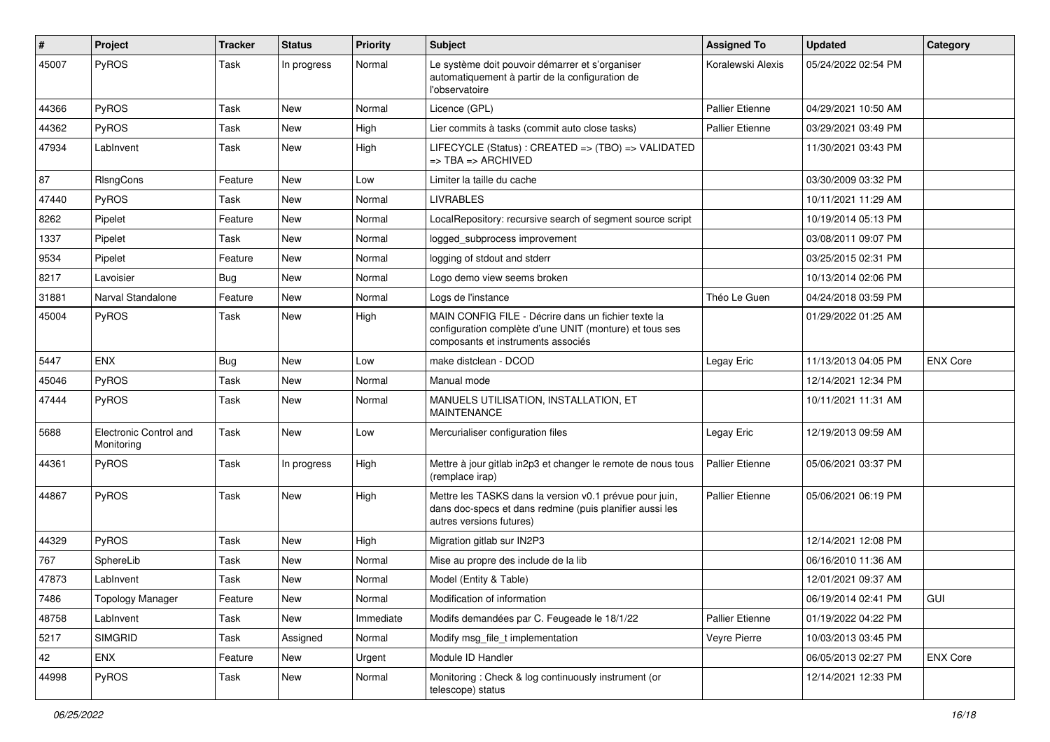| # | Project | Tracker | Status | Priority | Subject | Assigned To | Updated | Category |
|---|---|---|---|---|---|---|---|---|
| 45007 | PyROS | Task | In progress | Normal | Le système doit pouvoir démarrer et s'organiser automatiquement à partir de la configuration de l'observatoire | Koralewski Alexis | 05/24/2022 02:54 PM | |
| 44366 | PyROS | Task | New | Normal | Licence (GPL) | Pallier Etienne | 04/29/2021 10:50 AM | |
| 44362 | PyROS | Task | New | High | Lier commits à tasks (commit auto close tasks) | Pallier Etienne | 03/29/2021 03:49 PM | |
| 47934 | LabInvent | Task | New | High | LIFECYCLE (Status) : CREATED => (TBO) => VALIDATED => TBA => ARCHIVED | | 11/30/2021 03:43 PM | |
| 87 | RlsngCons | Feature | New | Low | Limiter la taille du cache | | 03/30/2009 03:32 PM | |
| 47440 | PyROS | Task | New | Normal | LIVRABLES | | 10/11/2021 11:29 AM | |
| 8262 | Pipelet | Feature | New | Normal | LocalRepository: recursive search of segment source script | | 10/19/2014 05:13 PM | |
| 1337 | Pipelet | Task | New | Normal | logged_subprocess improvement | | 03/08/2011 09:07 PM | |
| 9534 | Pipelet | Feature | New | Normal | logging of stdout and stderr | | 03/25/2015 02:31 PM | |
| 8217 | Lavoisier | Bug | New | Normal | Logo demo view seems broken | | 10/13/2014 02:06 PM | |
| 31881 | Narval Standalone | Feature | New | Normal | Logs de l'instance | Théo Le Guen | 04/24/2018 03:59 PM | |
| 45004 | PyROS | Task | New | High | MAIN CONFIG FILE - Décrire dans un fichier texte la configuration complète d'une UNIT (monture) et tous ses composants et instruments associés | | 01/29/2022 01:25 AM | |
| 5447 | ENX | Bug | New | Low | make distclean - DCOD | Legay Eric | 11/13/2013 04:05 PM | ENX Core |
| 45046 | PyROS | Task | New | Normal | Manual mode | | 12/14/2021 12:34 PM | |
| 47444 | PyROS | Task | New | Normal | MANUELS UTILISATION, INSTALLATION, ET MAINTENANCE | | 10/11/2021 11:31 AM | |
| 5688 | Electronic Control and Monitoring | Task | New | Low | Mercurialiser configuration files | Legay Eric | 12/19/2013 09:59 AM | |
| 44361 | PyROS | Task | In progress | High | Mettre à jour gitlab in2p3 et changer le remote de nous tous (remplace irap) | Pallier Etienne | 05/06/2021 03:37 PM | |
| 44867 | PyROS | Task | New | High | Mettre les TASKS dans la version v0.1 prévue pour juin, dans doc-specs et dans redmine (puis planifier aussi les autres versions futures) | Pallier Etienne | 05/06/2021 06:19 PM | |
| 44329 | PyROS | Task | New | High | Migration gitlab sur IN2P3 | | 12/14/2021 12:08 PM | |
| 767 | SphereLib | Task | New | Normal | Mise au propre des include de la lib | | 06/16/2010 11:36 AM | |
| 47873 | LabInvent | Task | New | Normal | Model (Entity & Table) | | 12/01/2021 09:37 AM | |
| 7486 | Topology Manager | Feature | New | Normal | Modification of information | | 06/19/2014 02:41 PM | GUI |
| 48758 | LabInvent | Task | New | Immediate | Modifs demandées par C. Feugeade le 18/1/22 | Pallier Etienne | 01/19/2022 04:22 PM | |
| 5217 | SIMGRID | Task | Assigned | Normal | Modify msg_file_t implementation | Veyre Pierre | 10/03/2013 03:45 PM | |
| 42 | ENX | Feature | New | Urgent | Module ID Handler | | 06/05/2013 02:27 PM | ENX Core |
| 44998 | PyROS | Task | New | Normal | Monitoring : Check & log continuously instrument (or telescope) status | | 12/14/2021 12:33 PM | |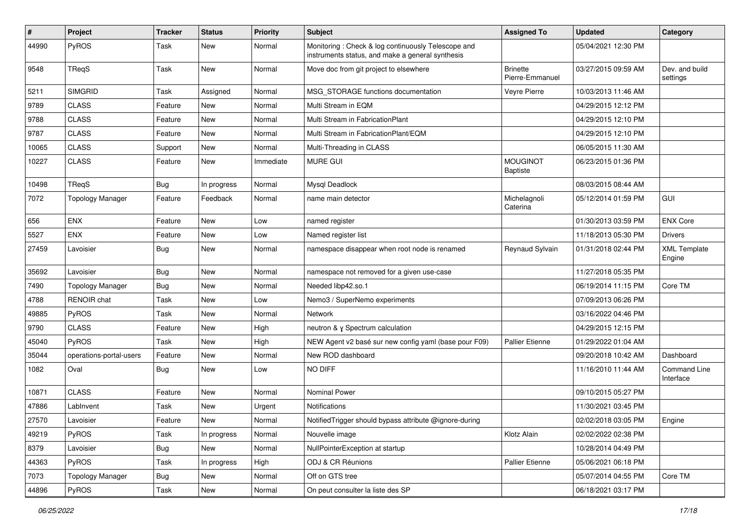| # | Project | Tracker | Status | Priority | Subject | Assigned To | Updated | Category |
|---|---|---|---|---|---|---|---|---|
| 44990 | PyROS | Task | New | Normal | Monitoring : Check & log continuously Telescope and instruments status, and make a general synthesis | | 05/04/2021 12:30 PM | |
| 9548 | TReqS | Task | New | Normal | Move doc from git project to elsewhere | Brinette Pierre-Emmanuel | 03/27/2015 09:59 AM | Dev. and build settings |
| 5211 | SIMGRID | Task | Assigned | Normal | MSG_STORAGE functions documentation | Veyre Pierre | 10/03/2013 11:46 AM | |
| 9789 | CLASS | Feature | New | Normal | Multi Stream in EQM | | 04/29/2015 12:12 PM | |
| 9788 | CLASS | Feature | New | Normal | Multi Stream in FabricationPlant | | 04/29/2015 12:10 PM | |
| 9787 | CLASS | Feature | New | Normal | Multi Stream in FabricationPlant/EQM | | 04/29/2015 12:10 PM | |
| 10065 | CLASS | Support | New | Normal | Multi-Threading in CLASS | | 06/05/2015 11:30 AM | |
| 10227 | CLASS | Feature | New | Immediate | MURE GUI | MOUGINOT Baptiste | 06/23/2015 01:36 PM | |
| 10498 | TReqS | Bug | In progress | Normal | Mysql Deadlock | | 08/03/2015 08:44 AM | |
| 7072 | Topology Manager | Feature | Feedback | Normal | name main detector | Michelagnoli Caterina | 05/12/2014 01:59 PM | GUI |
| 656 | ENX | Feature | New | Low | named register | | 01/30/2013 03:59 PM | ENX Core |
| 5527 | ENX | Feature | New | Low | Named register list | | 11/18/2013 05:30 PM | Drivers |
| 27459 | Lavoisier | Bug | New | Normal | namespace disappear when root node is renamed | Reynaud Sylvain | 01/31/2018 02:44 PM | XML Template Engine |
| 35692 | Lavoisier | Bug | New | Normal | namespace not removed for a given use-case | | 11/27/2018 05:35 PM | |
| 7490 | Topology Manager | Bug | New | Normal | Needed libp42.so.1 | | 06/19/2014 11:15 PM | Core TM |
| 4788 | RENOIR chat | Task | New | Low | Nemo3 / SuperNemo experiments | | 07/09/2013 06:26 PM | |
| 49885 | PyROS | Task | New | Normal | Network | | 03/16/2022 04:46 PM | |
| 9790 | CLASS | Feature | New | High | neutron & γ Spectrum calculation | | 04/29/2015 12:15 PM | |
| 45040 | PyROS | Task | New | High | NEW Agent v2 basé sur new config yaml (base pour F09) | Pallier Etienne | 01/29/2022 01:04 AM | |
| 35044 | operations-portal-users | Feature | New | Normal | New ROD dashboard | | 09/20/2018 10:42 AM | Dashboard |
| 1082 | Oval | Bug | New | Low | NO DIFF | | 11/16/2010 11:44 AM | Command Line Interface |
| 10871 | CLASS | Feature | New | Normal | Nominal Power | | 09/10/2015 05:27 PM | |
| 47886 | LabInvent | Task | New | Urgent | Notifications | | 11/30/2021 03:45 PM | |
| 27570 | Lavoisier | Feature | New | Normal | NotifiedTrigger should bypass attribute @ignore-during | | 02/02/2018 03:05 PM | Engine |
| 49219 | PyROS | Task | In progress | Normal | Nouvelle image | Klotz Alain | 02/02/2022 02:38 PM | |
| 8379 | Lavoisier | Bug | New | Normal | NullPointerException at startup | | 10/28/2014 04:49 PM | |
| 44363 | PyROS | Task | In progress | High | ODJ & CR Réunions | Pallier Etienne | 05/06/2021 06:18 PM | |
| 7073 | Topology Manager | Bug | New | Normal | Off on GTS tree | | 05/07/2014 04:55 PM | Core TM |
| 44896 | PyROS | Task | New | Normal | On peut consulter la liste des SP | | 06/18/2021 03:17 PM | |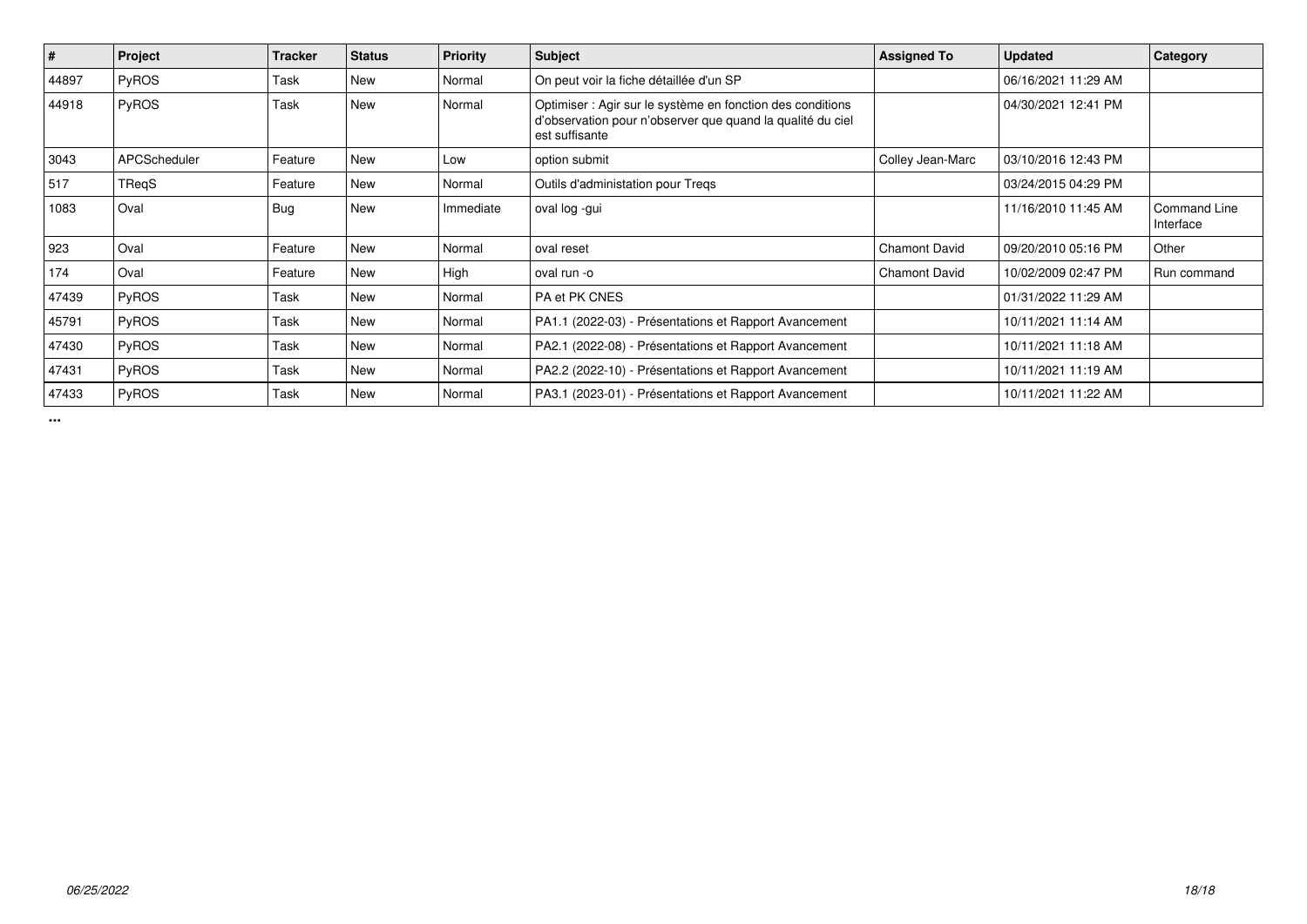| # | Project | Tracker | Status | Priority | Subject | Assigned To | Updated | Category |
|---|---|---|---|---|---|---|---|---|
| 44897 | PyROS | Task | New | Normal | On peut voir la fiche détaillée d'un SP | | 06/16/2021 11:29 AM | |
| 44918 | PyROS | Task | New | Normal | Optimiser : Agir sur le système en fonction des conditions d'observation pour n'observer que quand la qualité du ciel est suffisante | | 04/30/2021 12:41 PM | |
| 3043 | APCScheduler | Feature | New | Low | option submit | Colley Jean-Marc | 03/10/2016 12:43 PM | |
| 517 | TReqS | Feature | New | Normal | Outils d'administation pour Treqs | | 03/24/2015 04:29 PM | |
| 1083 | Oval | Bug | New | Immediate | oval log -gui | | 11/16/2010 11:45 AM | Command Line Interface |
| 923 | Oval | Feature | New | Normal | oval reset | Chamont David | 09/20/2010 05:16 PM | Other |
| 174 | Oval | Feature | New | High | oval run -o | Chamont David | 10/02/2009 02:47 PM | Run command |
| 47439 | PyROS | Task | New | Normal | PA et PK CNES | | 01/31/2022 11:29 AM | |
| 45791 | PyROS | Task | New | Normal | PA1.1 (2022-03) - Présentations et Rapport Avancement | | 10/11/2021 11:14 AM | |
| 47430 | PyROS | Task | New | Normal | PA2.1 (2022-08) - Présentations et Rapport Avancement | | 10/11/2021 11:18 AM | |
| 47431 | PyROS | Task | New | Normal | PA2.2 (2022-10) - Présentations et Rapport Avancement | | 10/11/2021 11:19 AM | |
| 47433 | PyROS | Task | New | Normal | PA3.1 (2023-01) - Présentations et Rapport Avancement | | 10/11/2021 11:22 AM | |

...